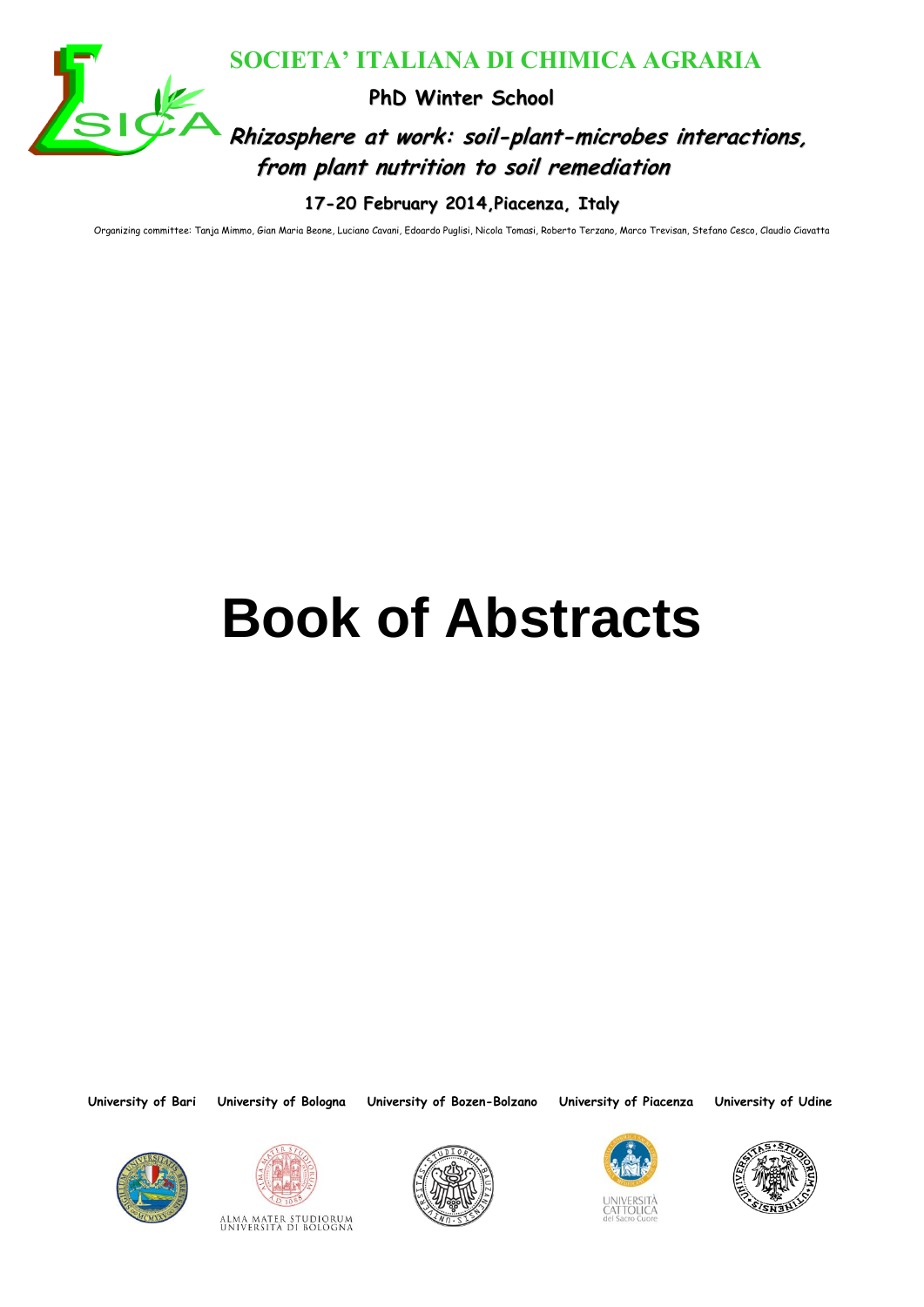# SOCIETA' ITALIANA DI CHIMICA AGRARIA

**PhD Winter School**

***Rhizosphere at work: soil-plant-microbes interactions, from plant nutrition to soil remediation***

**17-20 February 2014, Piacenza, Italy**

Organizing committee: Tanja Mimmo, Gian Maria Beone, Luciano Cavani, Edoardo Puglisi, Nicola Tomasi, Roberto Terzano, Marco Trevisan, Stefano Cesco, Claudio Ciavatta

# Book of Abstracts

**University of Bari** **University of Bologna** **University of Bozen-Bolzano** **University of Piacenza** **University of Udine**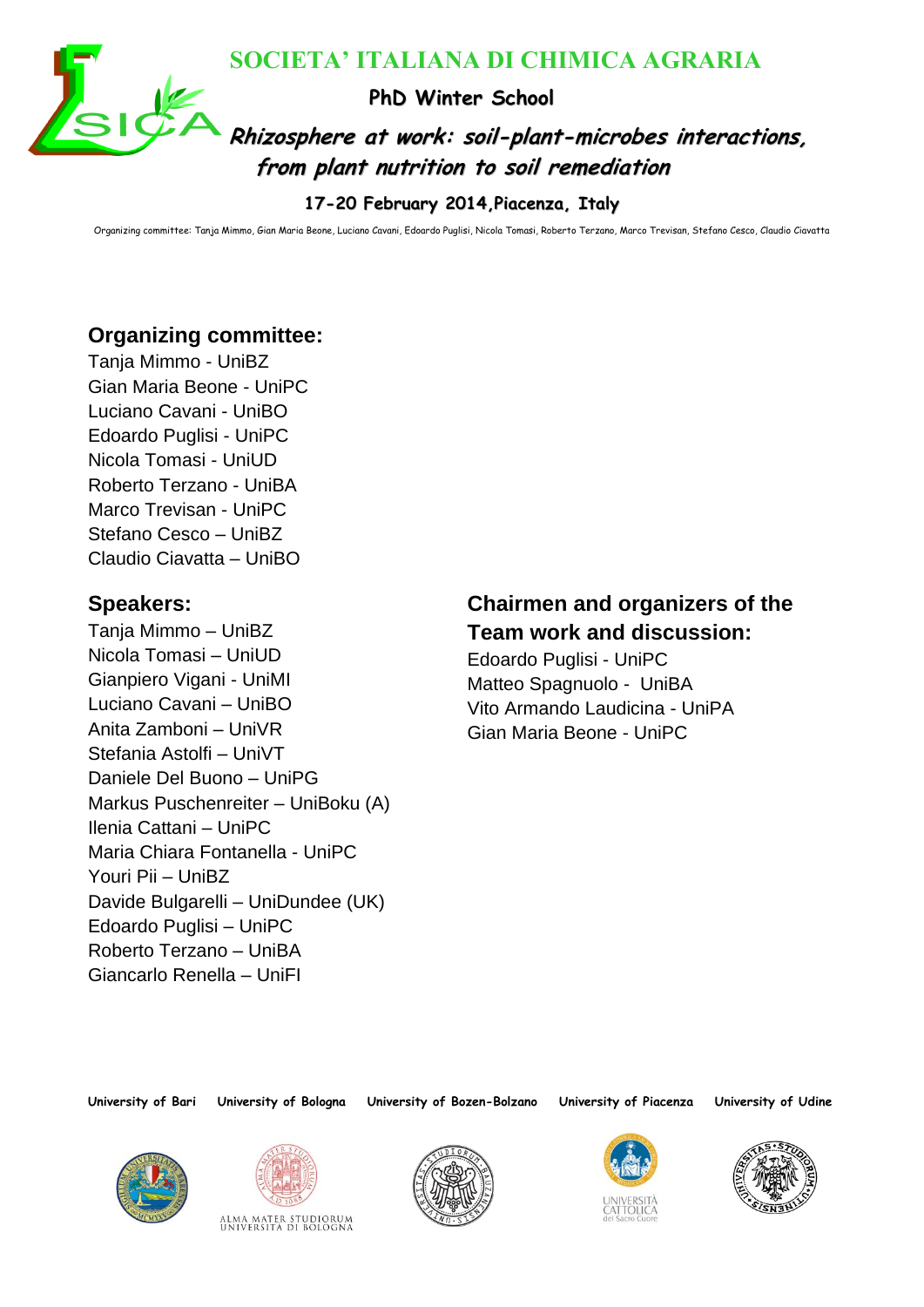# SOCIETA' ITALIANA DI CHIMICA AGRARIA

**PhD Winter School**

***Rhizosphere at work: soil-plant-microbes interactions, from plant nutrition to soil remediation***

**17-20 February 2014, Piacenza, Italy**

Organizing committee: Tanja Mimmo, Gian Maria Beone, Luciano Cavani, Edoardo Puglisi, Nicola Tomasi, Roberto Terzano, Marco Trevisan, Stefano Cesco, Claudio Ciavatta

## Organizing committee:

Tanja Mimmo - UniBZ
Gian Maria Beone - UniPC
Luciano Cavani - UniBO
Edoardo Puglisi - UniPC
Nicola Tomasi - UniUD
Roberto Terzano - UniBA
Marco Trevisan - UniPC
Stefano Cesco – UniBZ
Claudio Ciavatta – UniBO

## Speakers:

Tanja Mimmo – UniBZ
Nicola Tomasi – UniUD
Gianpiero Vigani - UniMI
Luciano Cavani – UniBO
Anita Zamboni – UniVR
Stefania Astolfi – UniVT
Daniele Del Buono – UniPG
Markus Puschenreiter – UniBoku (A)
Ilenia Cattani – UniPC
Maria Chiara Fontanella - UniPC
Youri Pii – UniBZ
Davide Bulgarelli – UniDundee (UK)
Edoardo Puglisi – UniPC
Roberto Terzano – UniBA
Giancarlo Renella – UniFI

## Chairmen and organizers of the Team work and discussion:

Edoardo Puglisi - UniPC
Matteo Spagnuolo - UniBA
Vito Armando Laudicina - UniPA
Gian Maria Beone - UniPC

**University of Bari** **University of Bologna** **University of Bozen-Bolzano** **University of Piacenza** **University of Udine**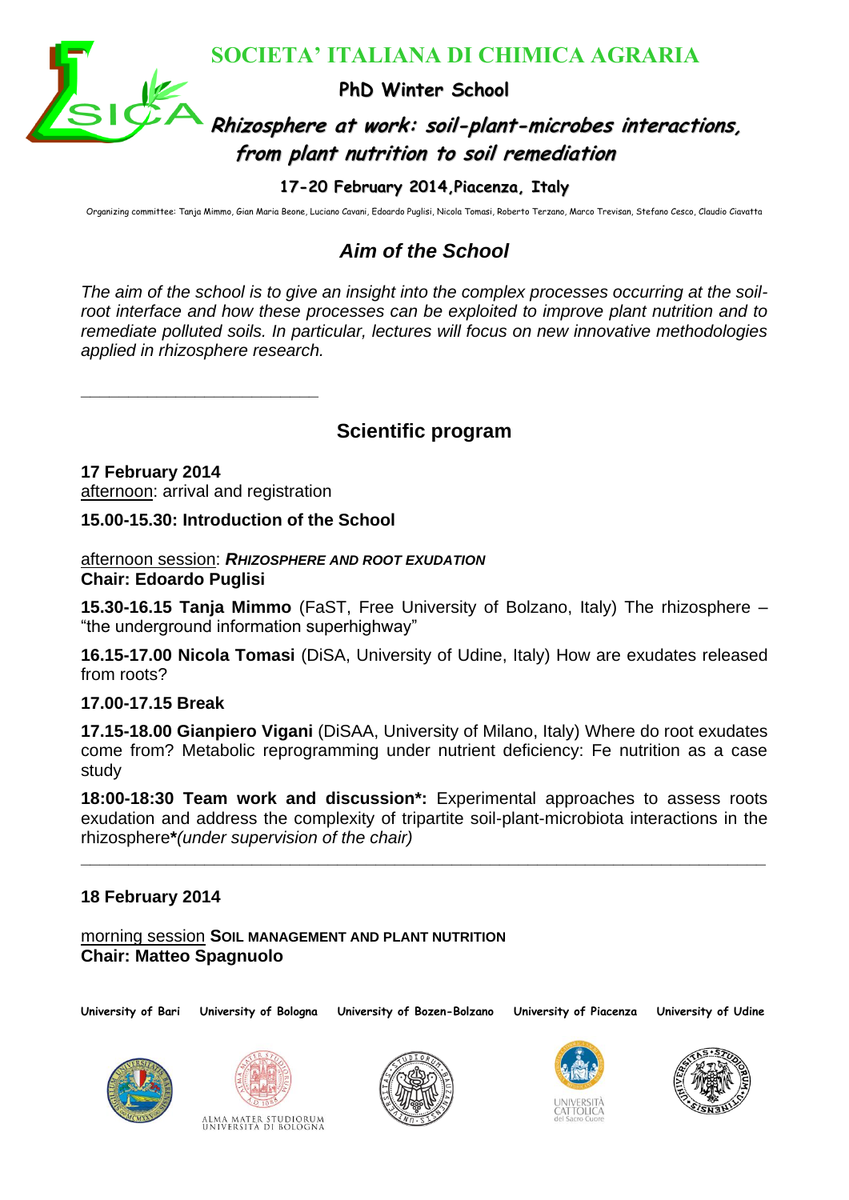# SOCIETA' ITALIANA DI CHIMICA AGRARIA

## PhD Winter School

## *Rhizosphere at work: soil-plant-microbes interactions, from plant nutrition to soil remediation*

### 17-20 February 2014, Piacenza, Italy

Organizing committee: Tanja Mimmo, Gian Maria Beone, Luciano Cavani, Edoardo Puglisi, Nicola Tomasi, Roberto Terzano, Marco Trevisan, Stefano Cesco, Claudio Ciavatta

## *Aim of the School*

*The aim of the school is to give an insight into the complex processes occurring at the soil-root interface and how these processes can be exploited to improve plant nutrition and to remediate polluted soils. In particular, lectures will focus on new innovative methodologies applied in rhizosphere research.*

---

## Scientific program

**17 February 2014**
afternoon: arrival and registration

**15.00-15.30: Introduction of the School**

afternoon session: ***RHIZOSPHERE AND ROOT EXUDATION***
**Chair: Edoardo Puglisi**

**15.30-16.15 Tanja Mimmo** (FaST, Free University of Bolzano, Italy) The rhizosphere – "the underground information superhighway"

**16.15-17.00 Nicola Tomasi** (DiSA, University of Udine, Italy) How are exudates released from roots?

**17.00-17.15 Break**

**17.15-18.00 Gianpiero Vigani** (DiSAA, University of Milano, Italy) Where do root exudates come from? Metabolic reprogramming under nutrient deficiency: Fe nutrition as a case study

**18:00-18:30 Team work and discussion*:** Experimental approaches to assess roots exudation and address the complexity of tripartite soil-plant-microbiota interactions in the rhizosphere***(under supervision of the chair)*

---

**18 February 2014**

morning session **SOIL MANAGEMENT AND PLANT NUTRITION**
**Chair: Matteo Spagnuolo**

University of Bari · University of Bologna · University of Bozen-Bolzano · University of Piacenza · University of Udine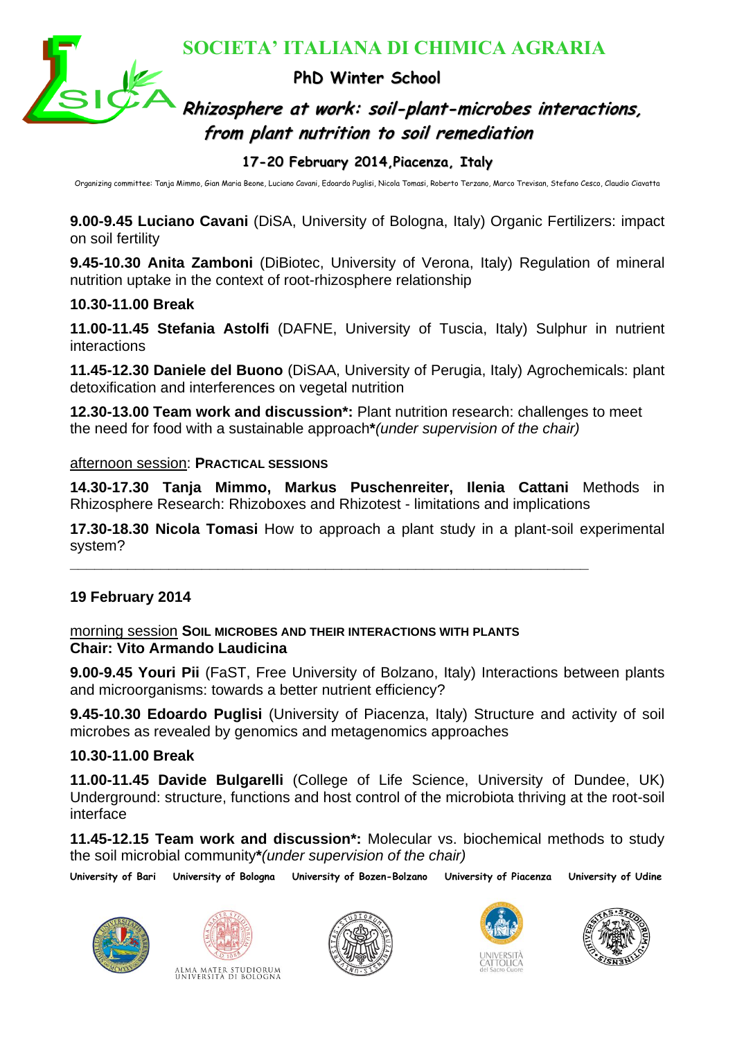**9.00-9.45 Luciano Cavani** (DiSA, University of Bologna, Italy) Organic Fertilizers: impact on soil fertility

**9.45-10.30 Anita Zamboni** (DiBiotec, University of Verona, Italy) Regulation of mineral nutrition uptake in the context of root-rhizosphere relationship

**10.30-11.00 Break**

**11.00-11.45 Stefania Astolfi** (DAFNE, University of Tuscia, Italy) Sulphur in nutrient interactions

**11.45-12.30 Daniele del Buono** (DiSAA, University of Perugia, Italy) Agrochemicals: plant detoxification and interferences on vegetal nutrition

**12.30-13.00 Team work and discussion*:** Plant nutrition research: challenges to meet the need for food with a sustainable approach***(under supervision of the chair)***

afternoon session: **PRACTICAL SESSIONS**

**14.30-17.30 Tanja Mimmo, Markus Puschenreiter, Ilenia Cattani** Methods in Rhizosphere Research: Rhizoboxes and Rhizotest - limitations and implications

**17.30-18.30 Nicola Tomasi** How to approach a plant study in a plant-soil experimental system?

---

**19 February 2014**

morning session **SOIL MICROBES AND THEIR INTERACTIONS WITH PLANTS**
**Chair: Vito Armando Laudicina**

**9.00-9.45 Youri Pii** (FaST, Free University of Bolzano, Italy) Interactions between plants and microorganisms: towards a better nutrient efficiency?

**9.45-10.30 Edoardo Puglisi** (University of Piacenza, Italy) Structure and activity of soil microbes as revealed by genomics and metagenomics approaches

**10.30-11.00 Break**

**11.00-11.45 Davide Bulgarelli** (College of Life Science, University of Dundee, UK) Underground: structure, functions and host control of the microbiota thriving at the root-soil interface

**11.45-12.15 Team work and discussion*:** Molecular vs. biochemical methods to study the soil microbial community***(under supervision of the chair)***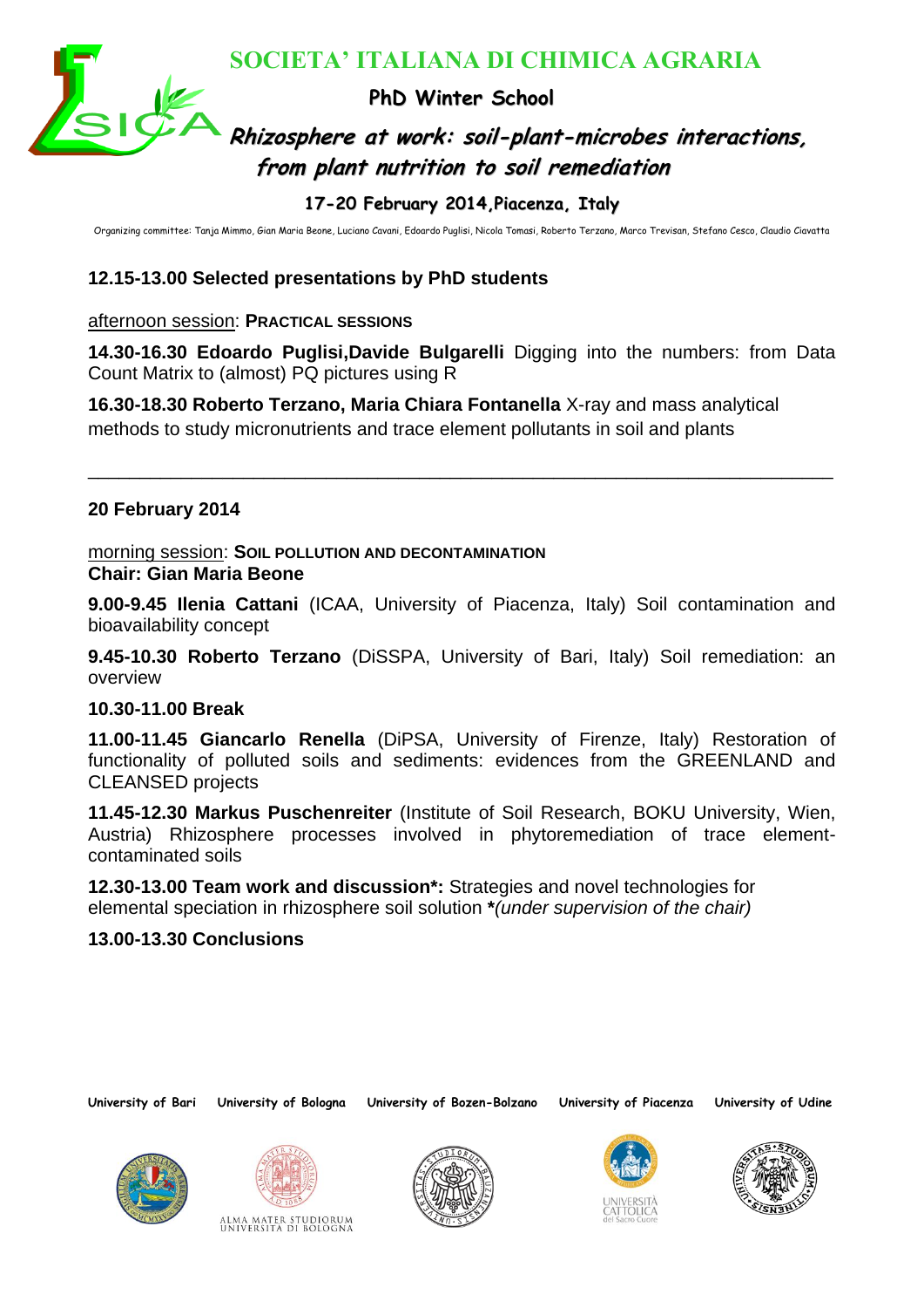12.15-13.00 Selected presentations by PhD students

afternoon session: **PRACTICAL SESSIONS**

**14.30-16.30 Edoardo Puglisi,Davide Bulgarelli** Digging into the numbers: from Data Count Matrix to (almost) PQ pictures using R

**16.30-18.30 Roberto Terzano, Maria Chiara Fontanella** X-ray and mass analytical methods to study micronutrients and trace element pollutants in soil and plants

---

## 20 February 2014

morning session: **SOIL POLLUTION AND DECONTAMINATION**
**Chair: Gian Maria Beone**

**9.00-9.45 Ilenia Cattani** (ICAA, University of Piacenza, Italy) Soil contamination and bioavailability concept

**9.45-10.30 Roberto Terzano** (DiSSPA, University of Bari, Italy) Soil remediation: an overview

**10.30-11.00 Break**

**11.00-11.45 Giancarlo Renella** (DiPSA, University of Firenze, Italy) Restoration of functionality of polluted soils and sediments: evidences from the GREENLAND and CLEANSED projects

**11.45-12.30 Markus Puschenreiter** (Institute of Soil Research, BOKU University, Wien, Austria) Rhizosphere processes involved in phytoremediation of trace element-contaminated soils

**12.30-13.00 Team work and discussion*:** Strategies and novel technologies for elemental speciation in rhizosphere soil solution ***(under supervision of the chair)***

**13.00-13.30 Conclusions**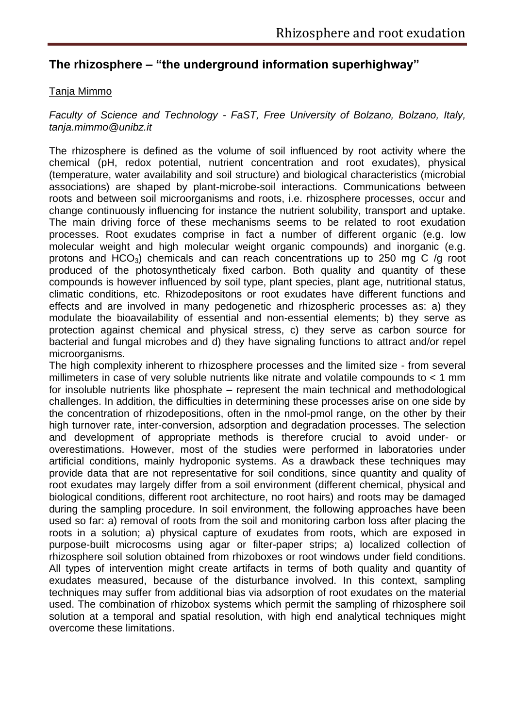## The rhizosphere – "the underground information superhighway"

Tanja Mimmo

*Faculty of Science and Technology - FaST, Free University of Bolzano, Bolzano, Italy, tanja.mimmo@unibz.it*

The rhizosphere is defined as the volume of soil influenced by root activity where the chemical (pH, redox potential, nutrient concentration and root exudates), physical (temperature, water availability and soil structure) and biological characteristics (microbial associations) are shaped by plant-microbe-soil interactions. Communications between roots and between soil microorganisms and roots, i.e. rhizosphere processes, occur and change continuously influencing for instance the nutrient solubility, transport and uptake. The main driving force of these mechanisms seems to be related to root exudation processes. Root exudates comprise in fact a number of different organic (e.g. low molecular weight and high molecular weight organic compounds) and inorganic (e.g. protons and $HCO_3$) chemicals and can reach concentrations up to 250 mg C /g root produced of the photosyntheticaly fixed carbon. Both quality and quantity of these compounds is however influenced by soil type, plant species, plant age, nutritional status, climatic conditions, etc. Rhizodepositons or root exudates have different functions and effects and are involved in many pedogenetic and rhizospheric processes as: a) they modulate the bioavailability of essential and non-essential elements; b) they serve as protection against chemical and physical stress, c) they serve as carbon source for bacterial and fungal microbes and d) they have signaling functions to attract and/or repel microorganisms.

The high complexity inherent to rhizosphere processes and the limited size - from several millimeters in case of very soluble nutrients like nitrate and volatile compounds to < 1 mm for insoluble nutrients like phosphate – represent the main technical and methodological challenges. In addition, the difficulties in determining these processes arise on one side by the concentration of rhizodepositions, often in the nmol-pmol range, on the other by their high turnover rate, inter-conversion, adsorption and degradation processes. The selection and development of appropriate methods is therefore crucial to avoid under- or overestimations. However, most of the studies were performed in laboratories under artificial conditions, mainly hydroponic systems. As a drawback these techniques may provide data that are not representative for soil conditions, since quantity and quality of root exudates may largely differ from a soil environment (different chemical, physical and biological conditions, different root architecture, no root hairs) and roots may be damaged during the sampling procedure. In soil environment, the following approaches have been used so far: a) removal of roots from the soil and monitoring carbon loss after placing the roots in a solution; a) physical capture of exudates from roots, which are exposed in purpose-built microcosms using agar or filter-paper strips; a) localized collection of rhizosphere soil solution obtained from rhizoboxes or root windows under field conditions. All types of intervention might create artifacts in terms of both quality and quantity of exudates measured, because of the disturbance involved. In this context, sampling techniques may suffer from additional bias via adsorption of root exudates on the material used. The combination of rhizobox systems which permit the sampling of rhizosphere soil solution at a temporal and spatial resolution, with high end analytical techniques might overcome these limitations.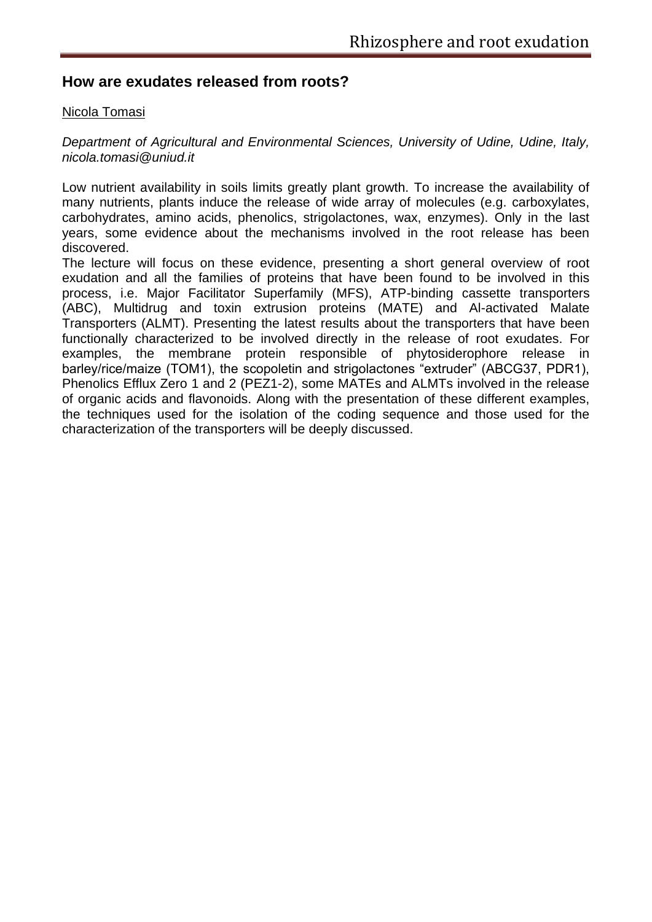## How are exudates released from roots?

Nicola Tomasi

*Department of Agricultural and Environmental Sciences, University of Udine, Udine, Italy, nicola.tomasi@uniud.it*

Low nutrient availability in soils limits greatly plant growth. To increase the availability of many nutrients, plants induce the release of wide array of molecules (e.g. carboxylates, carbohydrates, amino acids, phenolics, strigolactones, wax, enzymes). Only in the last years, some evidence about the mechanisms involved in the root release has been discovered.

The lecture will focus on these evidence, presenting a short general overview of root exudation and all the families of proteins that have been found to be involved in this process, i.e. Major Facilitator Superfamily (MFS), ATP-binding cassette transporters (ABC), Multidrug and toxin extrusion proteins (MATE) and Al-activated Malate Transporters (ALMT). Presenting the latest results about the transporters that have been functionally characterized to be involved directly in the release of root exudates. For examples, the membrane protein responsible of phytosiderophore release in barley/rice/maize (TOM1), the scopoletin and strigolactones "extruder" (ABCG37, PDR1), Phenolics Efflux Zero 1 and 2 (PEZ1-2), some MATEs and ALMTs involved in the release of organic acids and flavonoids. Along with the presentation of these different examples, the techniques used for the isolation of the coding sequence and those used for the characterization of the transporters will be deeply discussed.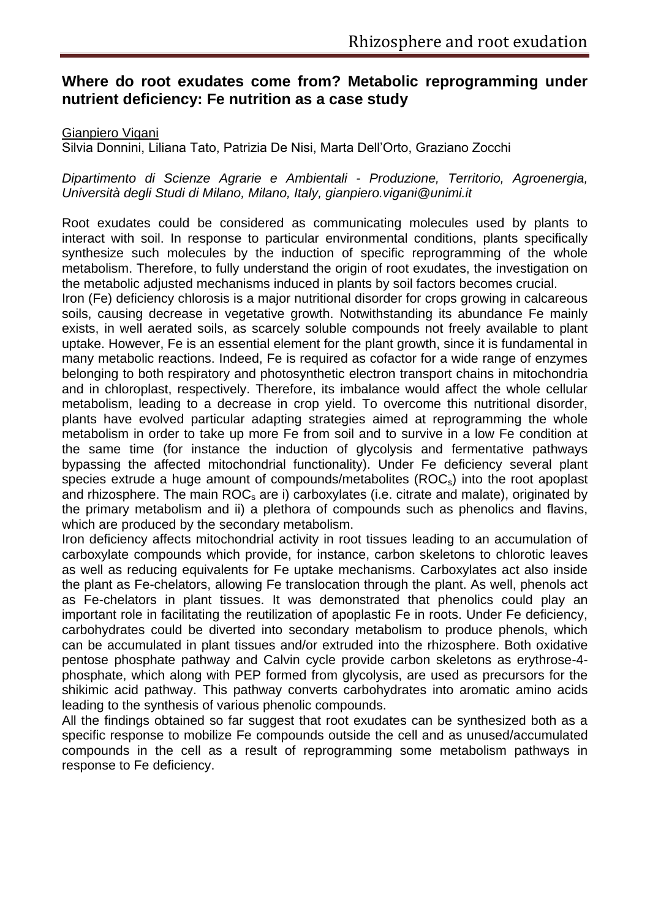## Where do root exudates come from? Metabolic reprogramming under nutrient deficiency: Fe nutrition as a case study

Gianpiero Vigani
Silvia Donnini, Liliana Tato, Patrizia De Nisi, Marta Dell'Orto, Graziano Zocchi

*Dipartimento di Scienze Agrarie e Ambientali - Produzione, Territorio, Agroenergia, Università degli Studi di Milano, Milano, Italy, gianpiero.vigani@unimi.it*

Root exudates could be considered as communicating molecules used by plants to interact with soil. In response to particular environmental conditions, plants specifically synthesize such molecules by the induction of specific reprogramming of the whole metabolism. Therefore, to fully understand the origin of root exudates, the investigation on the metabolic adjusted mechanisms induced in plants by soil factors becomes crucial.

Iron (Fe) deficiency chlorosis is a major nutritional disorder for crops growing in calcareous soils, causing decrease in vegetative growth. Notwithstanding its abundance Fe mainly exists, in well aerated soils, as scarcely soluble compounds not freely available to plant uptake. However, Fe is an essential element for the plant growth, since it is fundamental in many metabolic reactions. Indeed, Fe is required as cofactor for a wide range of enzymes belonging to both respiratory and photosynthetic electron transport chains in mitochondria and in chloroplast, respectively. Therefore, its imbalance would affect the whole cellular metabolism, leading to a decrease in crop yield. To overcome this nutritional disorder, plants have evolved particular adapting strategies aimed at reprogramming the whole metabolism in order to take up more Fe from soil and to survive in a low Fe condition at the same time (for instance the induction of glycolysis and fermentative pathways bypassing the affected mitochondrial functionality). Under Fe deficiency several plant species extrude a huge amount of compounds/metabolites ($ROC_s$) into the root apoplast and rhizosphere. The main $ROC_s$ are i) carboxylates (i.e. citrate and malate), originated by the primary metabolism and ii) a plethora of compounds such as phenolics and flavins, which are produced by the secondary metabolism.

Iron deficiency affects mitochondrial activity in root tissues leading to an accumulation of carboxylate compounds which provide, for instance, carbon skeletons to chlorotic leaves as well as reducing equivalents for Fe uptake mechanisms. Carboxylates act also inside the plant as Fe-chelators, allowing Fe translocation through the plant. As well, phenols act as Fe-chelators in plant tissues. It was demonstrated that phenolics could play an important role in facilitating the reutilization of apoplastic Fe in roots. Under Fe deficiency, carbohydrates could be diverted into secondary metabolism to produce phenols, which can be accumulated in plant tissues and/or extruded into the rhizosphere. Both oxidative pentose phosphate pathway and Calvin cycle provide carbon skeletons as erythrose-4-phosphate, which along with PEP formed from glycolysis, are used as precursors for the shikimic acid pathway. This pathway converts carbohydrates into aromatic amino acids leading to the synthesis of various phenolic compounds.

All the findings obtained so far suggest that root exudates can be synthesized both as a specific response to mobilize Fe compounds outside the cell and as unused/accumulated compounds in the cell as a result of reprogramming some metabolism pathways in response to Fe deficiency.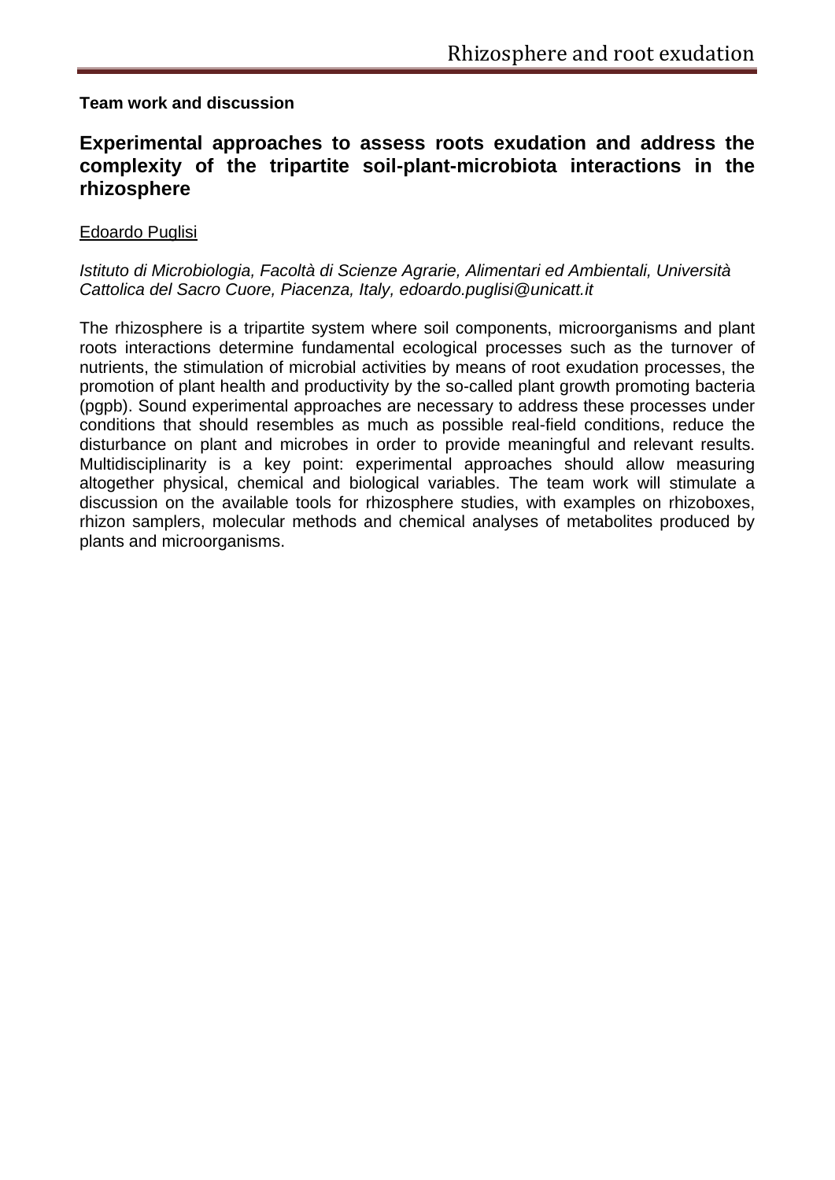**Team work and discussion**

## Experimental approaches to assess roots exudation and address the complexity of the tripartite soil-plant-microbiota interactions in the rhizosphere

Edoardo Puglisi

*Istituto di Microbiologia, Facoltà di Scienze Agrarie, Alimentari ed Ambientali, Università Cattolica del Sacro Cuore, Piacenza, Italy, edoardo.puglisi@unicatt.it*

The rhizosphere is a tripartite system where soil components, microorganisms and plant roots interactions determine fundamental ecological processes such as the turnover of nutrients, the stimulation of microbial activities by means of root exudation processes, the promotion of plant health and productivity by the so-called plant growth promoting bacteria (pgpb). Sound experimental approaches are necessary to address these processes under conditions that should resembles as much as possible real-field conditions, reduce the disturbance on plant and microbes in order to provide meaningful and relevant results. Multidisciplinarity is a key point: experimental approaches should allow measuring altogether physical, chemical and biological variables. The team work will stimulate a discussion on the available tools for rhizosphere studies, with examples on rhizoboxes, rhizon samplers, molecular methods and chemical analyses of metabolites produced by plants and microorganisms.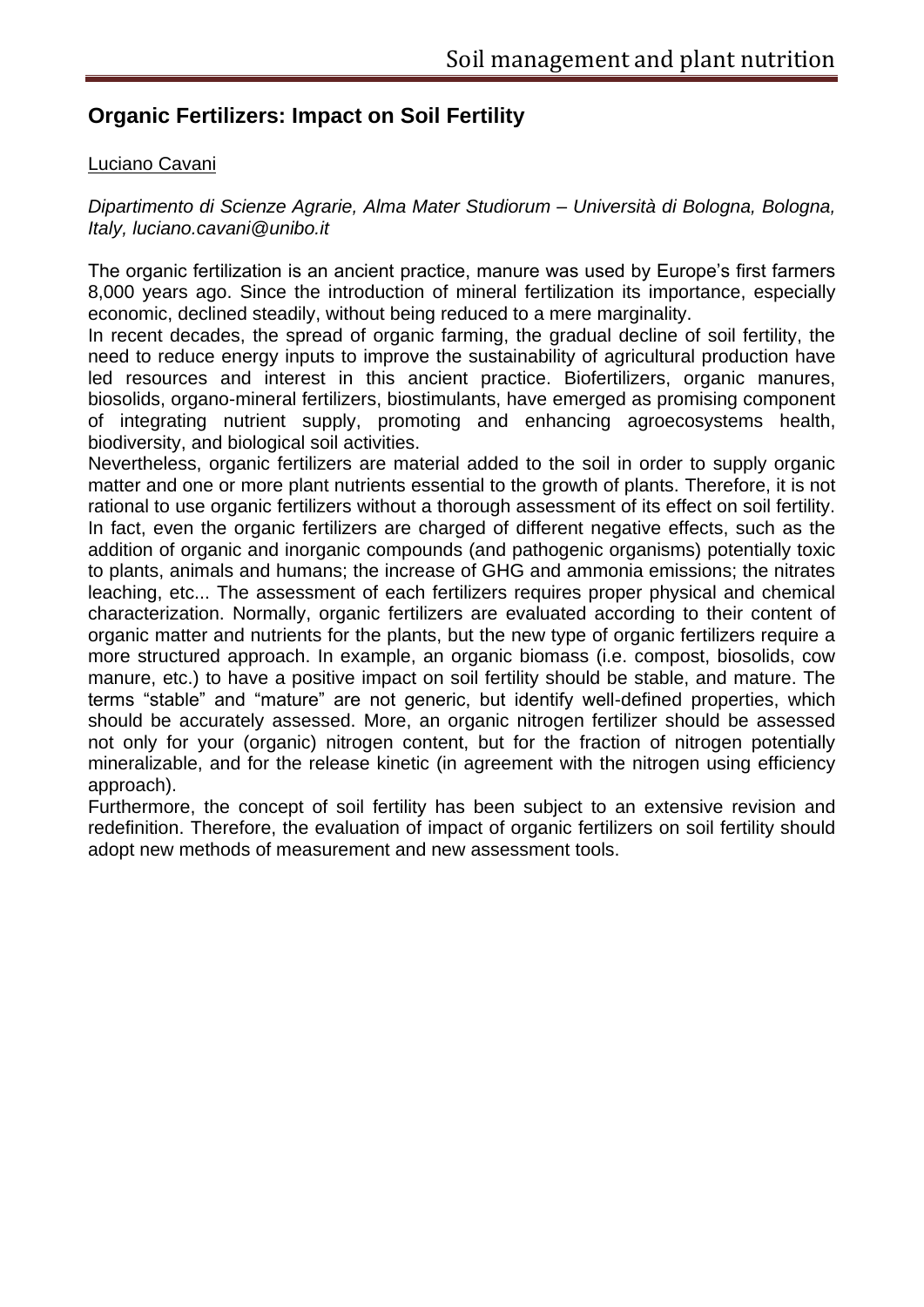## Organic Fertilizers: Impact on Soil Fertility

Luciano Cavani

*Dipartimento di Scienze Agrarie, Alma Mater Studiorum – Università di Bologna, Bologna, Italy, luciano.cavani@unibo.it*

The organic fertilization is an ancient practice, manure was used by Europe's first farmers 8,000 years ago. Since the introduction of mineral fertilization its importance, especially economic, declined steadily, without being reduced to a mere marginality.

In recent decades, the spread of organic farming, the gradual decline of soil fertility, the need to reduce energy inputs to improve the sustainability of agricultural production have led resources and interest in this ancient practice. Biofertilizers, organic manures, biosolids, organo-mineral fertilizers, biostimulants, have emerged as promising component of integrating nutrient supply, promoting and enhancing agroecosystems health, biodiversity, and biological soil activities.

Nevertheless, organic fertilizers are material added to the soil in order to supply organic matter and one or more plant nutrients essential to the growth of plants. Therefore, it is not rational to use organic fertilizers without a thorough assessment of its effect on soil fertility. In fact, even the organic fertilizers are charged of different negative effects, such as the addition of organic and inorganic compounds (and pathogenic organisms) potentially toxic to plants, animals and humans; the increase of GHG and ammonia emissions; the nitrates leaching, etc... The assessment of each fertilizers requires proper physical and chemical characterization. Normally, organic fertilizers are evaluated according to their content of organic matter and nutrients for the plants, but the new type of organic fertilizers require a more structured approach. In example, an organic biomass (i.e. compost, biosolids, cow manure, etc.) to have a positive impact on soil fertility should be stable, and mature. The terms "stable" and "mature" are not generic, but identify well-defined properties, which should be accurately assessed. More, an organic nitrogen fertilizer should be assessed not only for your (organic) nitrogen content, but for the fraction of nitrogen potentially mineralizable, and for the release kinetic (in agreement with the nitrogen using efficiency approach).

Furthermore, the concept of soil fertility has been subject to an extensive revision and redefinition. Therefore, the evaluation of impact of organic fertilizers on soil fertility should adopt new methods of measurement and new assessment tools.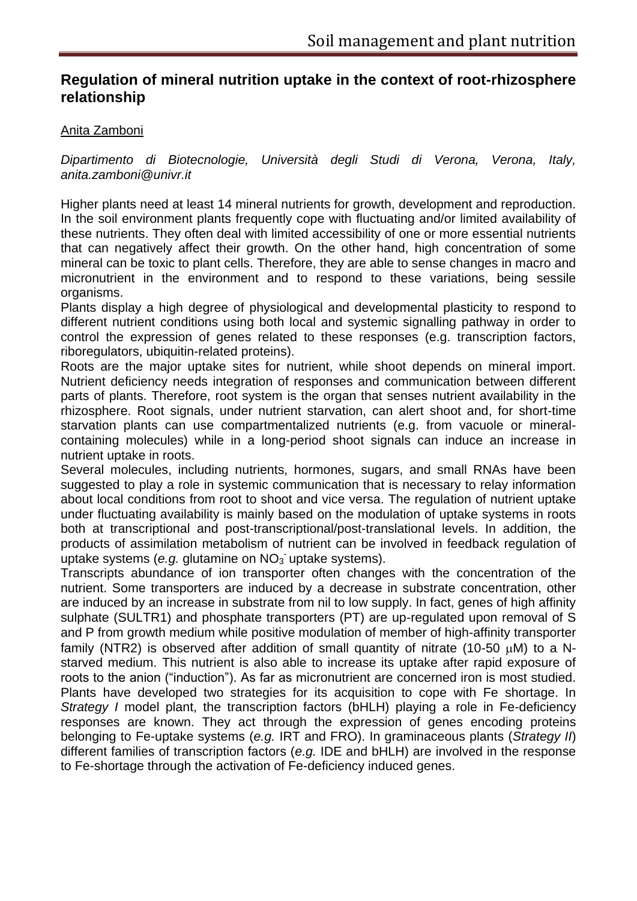## Regulation of mineral nutrition uptake in the context of root-rhizosphere relationship

Anita Zamboni

*Dipartimento di Biotecnologie, Università degli Studi di Verona, Verona, Italy, anita.zamboni@univr.it*

Higher plants need at least 14 mineral nutrients for growth, development and reproduction. In the soil environment plants frequently cope with fluctuating and/or limited availability of these nutrients. They often deal with limited accessibility of one or more essential nutrients that can negatively affect their growth. On the other hand, high concentration of some mineral can be toxic to plant cells. Therefore, they are able to sense changes in macro and micronutrient in the environment and to respond to these variations, being sessile organisms.

Plants display a high degree of physiological and developmental plasticity to respond to different nutrient conditions using both local and systemic signalling pathway in order to control the expression of genes related to these responses (e.g. transcription factors, riboregulators, ubiquitin-related proteins).

Roots are the major uptake sites for nutrient, while shoot depends on mineral import. Nutrient deficiency needs integration of responses and communication between different parts of plants. Therefore, root system is the organ that senses nutrient availability in the rhizosphere. Root signals, under nutrient starvation, can alert shoot and, for short-time starvation plants can use compartmentalized nutrients (e.g. from vacuole or mineral-containing molecules) while in a long-period shoot signals can induce an increase in nutrient uptake in roots.

Several molecules, including nutrients, hormones, sugars, and small RNAs have been suggested to play a role in systemic communication that is necessary to relay information about local conditions from root to shoot and vice versa. The regulation of nutrient uptake under fluctuating availability is mainly based on the modulation of uptake systems in roots both at transcriptional and post-transcriptional/post-translational levels. In addition, the products of assimilation metabolism of nutrient can be involved in feedback regulation of uptake systems (*e.g.* glutamine on $NO_3^-$ uptake systems).

Transcripts abundance of ion transporter often changes with the concentration of the nutrient. Some transporters are induced by a decrease in substrate concentration, other are induced by an increase in substrate from nil to low supply. In fact, genes of high affinity sulphate (SULTR1) and phosphate transporters (PT) are up-regulated upon removal of S and P from growth medium while positive modulation of member of high-affinity transporter family (NTR2) is observed after addition of small quantity of nitrate (10-50 $\mu$M) to a N-starved medium. This nutrient is also able to increase its uptake after rapid exposure of roots to the anion ("induction"). As far as micronutrient are concerned iron is most studied. Plants have developed two strategies for its acquisition to cope with Fe shortage. In *Strategy I* model plant, the transcription factors (bHLH) playing a role in Fe-deficiency responses are known. They act through the expression of genes encoding proteins belonging to Fe-uptake systems (*e.g.* IRT and FRO). In graminaceous plants (*Strategy II*) different families of transcription factors (*e.g.* IDE and bHLH) are involved in the response to Fe-shortage through the activation of Fe-deficiency induced genes.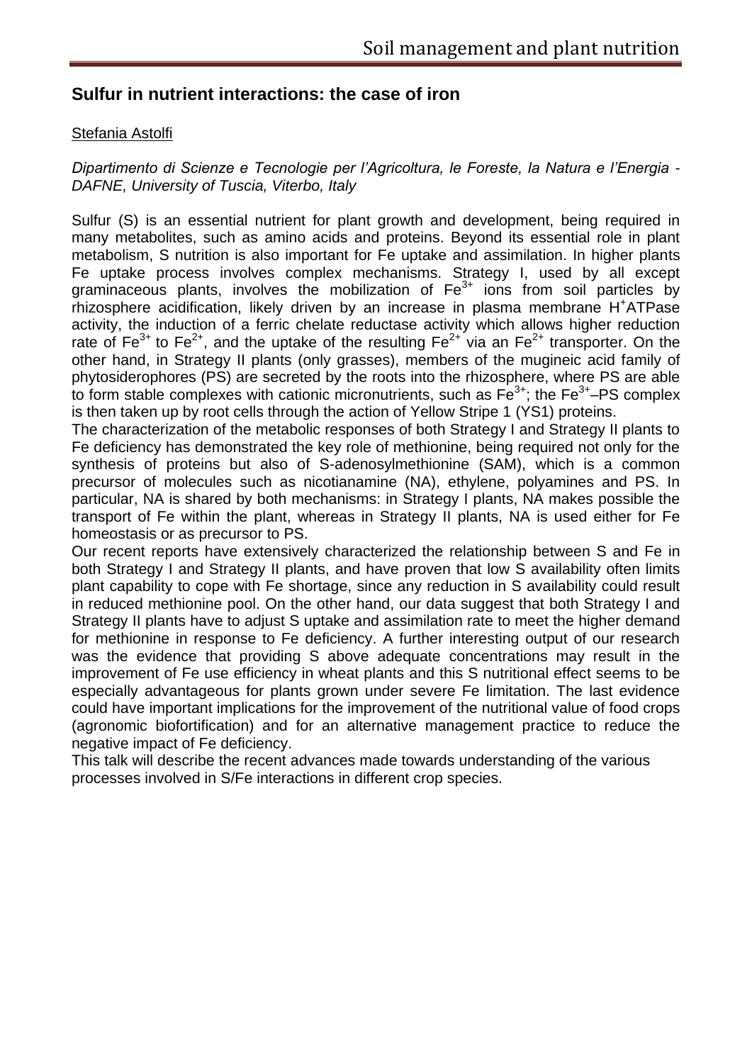## Sulfur in nutrient interactions: the case of iron

Stefania Astolfi

*Dipartimento di Scienze e Tecnologie per l'Agricoltura, le Foreste, la Natura e l'Energia - DAFNE, University of Tuscia, Viterbo, Italy*

Sulfur (S) is an essential nutrient for plant growth and development, being required in many metabolites, such as amino acids and proteins. Beyond its essential role in plant metabolism, S nutrition is also important for Fe uptake and assimilation. In higher plants Fe uptake process involves complex mechanisms. Strategy I, used by all except graminaceous plants, involves the mobilization of $Fe^{3+}$ ions from soil particles by rhizosphere acidification, likely driven by an increase in plasma membrane $H^{+}$ATPase activity, the induction of a ferric chelate reductase activity which allows higher reduction rate of $Fe^{3+}$ to $Fe^{2+}$, and the uptake of the resulting $Fe^{2+}$ via an $Fe^{2+}$ transporter. On the other hand, in Strategy II plants (only grasses), members of the mugineic acid family of phytosiderophores (PS) are secreted by the roots into the rhizosphere, where PS are able to form stable complexes with cationic micronutrients, such as $Fe^{3+}$; the $Fe^{3+}$–PS complex is then taken up by root cells through the action of Yellow Stripe 1 (YS1) proteins.
The characterization of the metabolic responses of both Strategy I and Strategy II plants to Fe deficiency has demonstrated the key role of methionine, being required not only for the synthesis of proteins but also of S-adenosylmethionine (SAM), which is a common precursor of molecules such as nicotianamine (NA), ethylene, polyamines and PS. In particular, NA is shared by both mechanisms: in Strategy I plants, NA makes possible the transport of Fe within the plant, whereas in Strategy II plants, NA is used either for Fe homeostasis or as precursor to PS.
Our recent reports have extensively characterized the relationship between S and Fe in both Strategy I and Strategy II plants, and have proven that low S availability often limits plant capability to cope with Fe shortage, since any reduction in S availability could result in reduced methionine pool. On the other hand, our data suggest that both Strategy I and Strategy II plants have to adjust S uptake and assimilation rate to meet the higher demand for methionine in response to Fe deficiency. A further interesting output of our research was the evidence that providing S above adequate concentrations may result in the improvement of Fe use efficiency in wheat plants and this S nutritional effect seems to be especially advantageous for plants grown under severe Fe limitation. The last evidence could have important implications for the improvement of the nutritional value of food crops (agronomic biofortification) and for an alternative management practice to reduce the negative impact of Fe deficiency.
This talk will describe the recent advances made towards understanding of the various processes involved in S/Fe interactions in different crop species.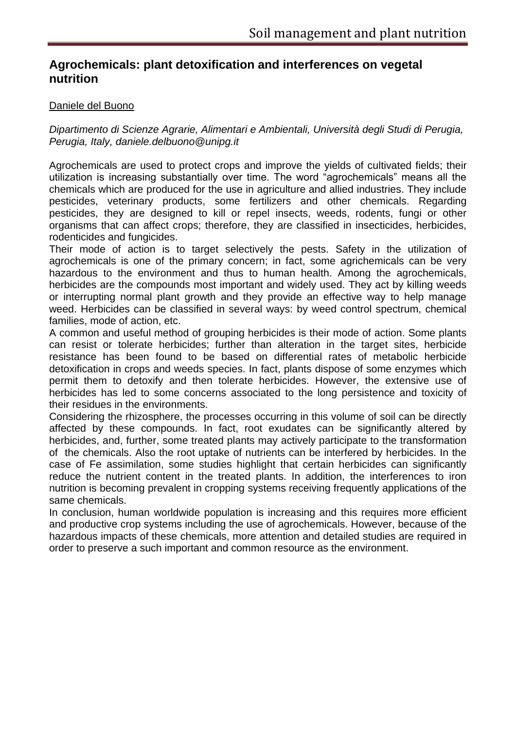## Agrochemicals: plant detoxification and interferences on vegetal nutrition

Daniele del Buono

*Dipartimento di Scienze Agrarie, Alimentari e Ambientali, Università degli Studi di Perugia, Perugia, Italy, daniele.delbuono@unipg.it*

Agrochemicals are used to protect crops and improve the yields of cultivated fields; their utilization is increasing substantially over time. The word "agrochemicals" means all the chemicals which are produced for the use in agriculture and allied industries. They include pesticides, veterinary products, some fertilizers and other chemicals. Regarding pesticides, they are designed to kill or repel insects, weeds, rodents, fungi or other organisms that can affect crops; therefore, they are classified in insecticides, herbicides, rodenticides and fungicides.
Their mode of action is to target selectively the pests. Safety in the utilization of agrochemicals is one of the primary concern; in fact, some agrichemicals can be very hazardous to the environment and thus to human health. Among the agrochemicals, herbicides are the compounds most important and widely used. They act by killing weeds or interrupting normal plant growth and they provide an effective way to help manage weed. Herbicides can be classified in several ways: by weed control spectrum, chemical families, mode of action, etc.
A common and useful method of grouping herbicides is their mode of action. Some plants can resist or tolerate herbicides; further than alteration in the target sites, herbicide resistance has been found to be based on differential rates of metabolic herbicide detoxification in crops and weeds species. In fact, plants dispose of some enzymes which permit them to detoxify and then tolerate herbicides. However, the extensive use of herbicides has led to some concerns associated to the long persistence and toxicity of their residues in the environments.
Considering the rhizosphere, the processes occurring in this volume of soil can be directly affected by these compounds. In fact, root exudates can be significantly altered by herbicides, and, further, some treated plants may actively participate to the transformation of the chemicals. Also the root uptake of nutrients can be interfered by herbicides. In the case of Fe assimilation, some studies highlight that certain herbicides can significantly reduce the nutrient content in the treated plants. In addition, the interferences to iron nutrition is becoming prevalent in cropping systems receiving frequently applications of the same chemicals.
In conclusion, human worldwide population is increasing and this requires more efficient and productive crop systems including the use of agrochemicals. However, because of the hazardous impacts of these chemicals, more attention and detailed studies are required in order to preserve a such important and common resource as the environment.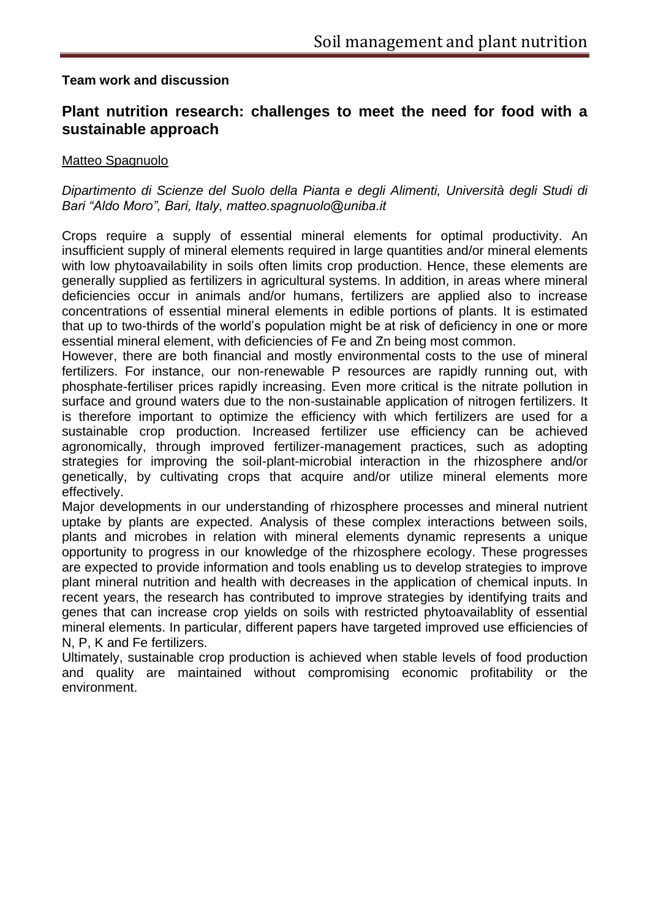**Team work and discussion**

## Plant nutrition research: challenges to meet the need for food with a sustainable approach

Matteo Spagnuolo

*Dipartimento di Scienze del Suolo della Pianta e degli Alimenti, Università degli Studi di Bari "Aldo Moro", Bari, Italy, matteo.spagnuolo@uniba.it*

Crops require a supply of essential mineral elements for optimal productivity. An insufficient supply of mineral elements required in large quantities and/or mineral elements with low phytoavailability in soils often limits crop production. Hence, these elements are generally supplied as fertilizers in agricultural systems. In addition, in areas where mineral deficiencies occur in animals and/or humans, fertilizers are applied also to increase concentrations of essential mineral elements in edible portions of plants. It is estimated that up to two-thirds of the world's population might be at risk of deficiency in one or more essential mineral element, with deficiencies of Fe and Zn being most common.

However, there are both financial and mostly environmental costs to the use of mineral fertilizers. For instance, our non-renewable P resources are rapidly running out, with phosphate-fertiliser prices rapidly increasing. Even more critical is the nitrate pollution in surface and ground waters due to the non-sustainable application of nitrogen fertilizers. It is therefore important to optimize the efficiency with which fertilizers are used for a sustainable crop production. Increased fertilizer use efficiency can be achieved agronomically, through improved fertilizer-management practices, such as adopting strategies for improving the soil-plant-microbial interaction in the rhizosphere and/or genetically, by cultivating crops that acquire and/or utilize mineral elements more effectively.

Major developments in our understanding of rhizosphere processes and mineral nutrient uptake by plants are expected. Analysis of these complex interactions between soils, plants and microbes in relation with mineral elements dynamic represents a unique opportunity to progress in our knowledge of the rhizosphere ecology. These progresses are expected to provide information and tools enabling us to develop strategies to improve plant mineral nutrition and health with decreases in the application of chemical inputs. In recent years, the research has contributed to improve strategies by identifying traits and genes that can increase crop yields on soils with restricted phytoavailablity of essential mineral elements. In particular, different papers have targeted improved use efficiencies of N, P, K and Fe fertilizers.

Ultimately, sustainable crop production is achieved when stable levels of food production and quality are maintained without compromising economic profitability or the environment.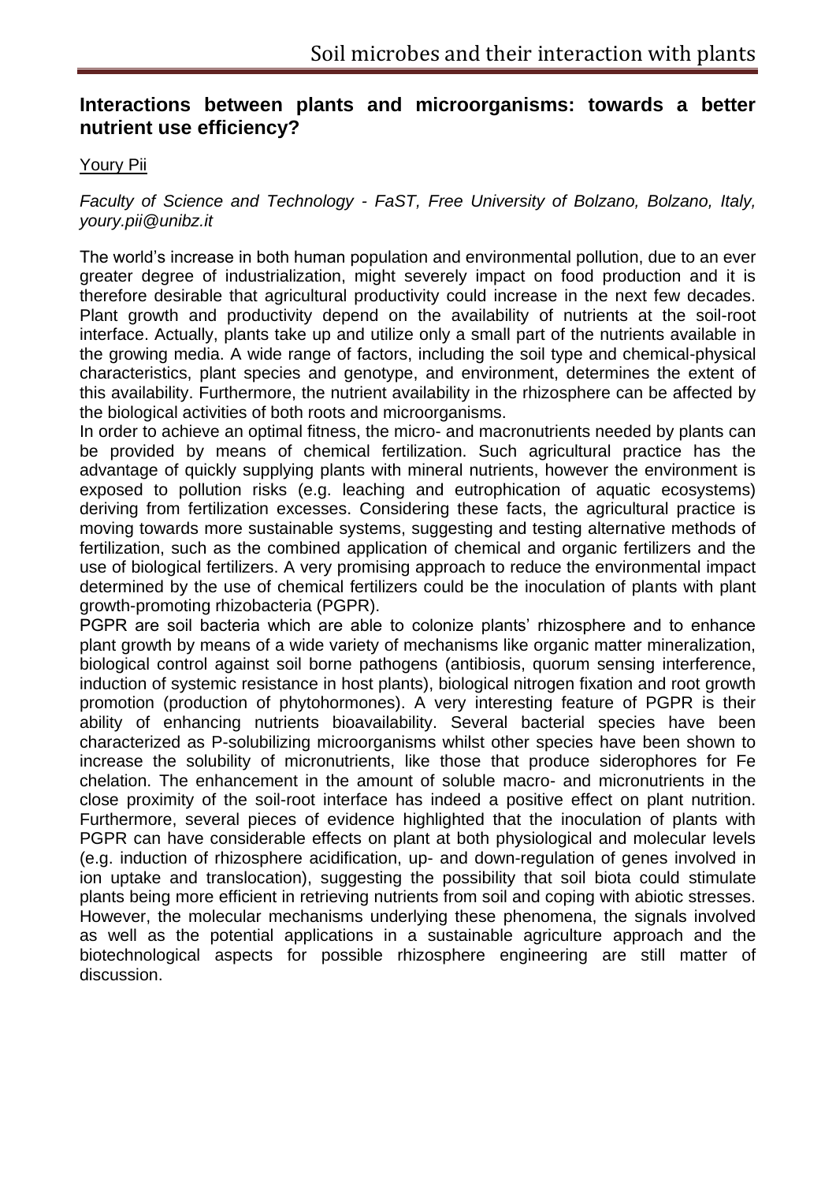## Interactions between plants and microorganisms: towards a better nutrient use efficiency?

Youry Pii

*Faculty of Science and Technology - FaST, Free University of Bolzano, Bolzano, Italy, youry.pii@unibz.it*

The world's increase in both human population and environmental pollution, due to an ever greater degree of industrialization, might severely impact on food production and it is therefore desirable that agricultural productivity could increase in the next few decades. Plant growth and productivity depend on the availability of nutrients at the soil-root interface. Actually, plants take up and utilize only a small part of the nutrients available in the growing media. A wide range of factors, including the soil type and chemical-physical characteristics, plant species and genotype, and environment, determines the extent of this availability. Furthermore, the nutrient availability in the rhizosphere can be affected by the biological activities of both roots and microorganisms.

In order to achieve an optimal fitness, the micro- and macronutrients needed by plants can be provided by means of chemical fertilization. Such agricultural practice has the advantage of quickly supplying plants with mineral nutrients, however the environment is exposed to pollution risks (e.g. leaching and eutrophication of aquatic ecosystems) deriving from fertilization excesses. Considering these facts, the agricultural practice is moving towards more sustainable systems, suggesting and testing alternative methods of fertilization, such as the combined application of chemical and organic fertilizers and the use of biological fertilizers. A very promising approach to reduce the environmental impact determined by the use of chemical fertilizers could be the inoculation of plants with plant growth-promoting rhizobacteria (PGPR).

PGPR are soil bacteria which are able to colonize plants' rhizosphere and to enhance plant growth by means of a wide variety of mechanisms like organic matter mineralization, biological control against soil borne pathogens (antibiosis, quorum sensing interference, induction of systemic resistance in host plants), biological nitrogen fixation and root growth promotion (production of phytohormones). A very interesting feature of PGPR is their ability of enhancing nutrients bioavailability. Several bacterial species have been characterized as P-solubilizing microorganisms whilst other species have been shown to increase the solubility of micronutrients, like those that produce siderophores for Fe chelation. The enhancement in the amount of soluble macro- and micronutrients in the close proximity of the soil-root interface has indeed a positive effect on plant nutrition. Furthermore, several pieces of evidence highlighted that the inoculation of plants with PGPR can have considerable effects on plant at both physiological and molecular levels (e.g. induction of rhizosphere acidification, up- and down-regulation of genes involved in ion uptake and translocation), suggesting the possibility that soil biota could stimulate plants being more efficient in retrieving nutrients from soil and coping with abiotic stresses. However, the molecular mechanisms underlying these phenomena, the signals involved as well as the potential applications in a sustainable agriculture approach and the biotechnological aspects for possible rhizosphere engineering are still matter of discussion.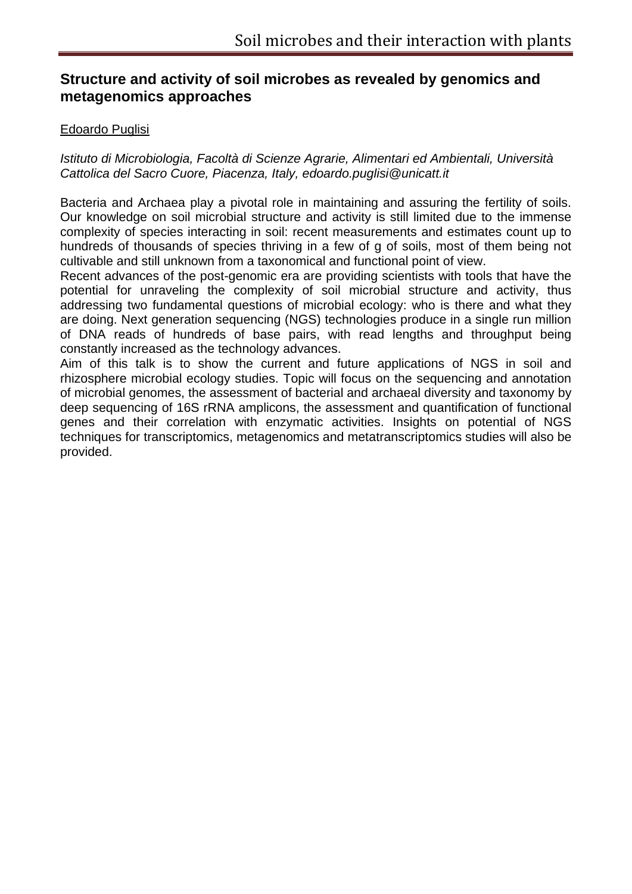## Structure and activity of soil microbes as revealed by genomics and metagenomics approaches

Edoardo Puglisi

*Istituto di Microbiologia, Facoltà di Scienze Agrarie, Alimentari ed Ambientali, Università Cattolica del Sacro Cuore, Piacenza, Italy, edoardo.puglisi@unicatt.it*

Bacteria and Archaea play a pivotal role in maintaining and assuring the fertility of soils. Our knowledge on soil microbial structure and activity is still limited due to the immense complexity of species interacting in soil: recent measurements and estimates count up to hundreds of thousands of species thriving in a few of g of soils, most of them being not cultivable and still unknown from a taxonomical and functional point of view.

Recent advances of the post-genomic era are providing scientists with tools that have the potential for unraveling the complexity of soil microbial structure and activity, thus addressing two fundamental questions of microbial ecology: who is there and what they are doing. Next generation sequencing (NGS) technologies produce in a single run million of DNA reads of hundreds of base pairs, with read lengths and throughput being constantly increased as the technology advances.

Aim of this talk is to show the current and future applications of NGS in soil and rhizosphere microbial ecology studies. Topic will focus on the sequencing and annotation of microbial genomes, the assessment of bacterial and archaeal diversity and taxonomy by deep sequencing of 16S rRNA amplicons, the assessment and quantification of functional genes and their correlation with enzymatic activities. Insights on potential of NGS techniques for transcriptomics, metagenomics and metatranscriptomics studies will also be provided.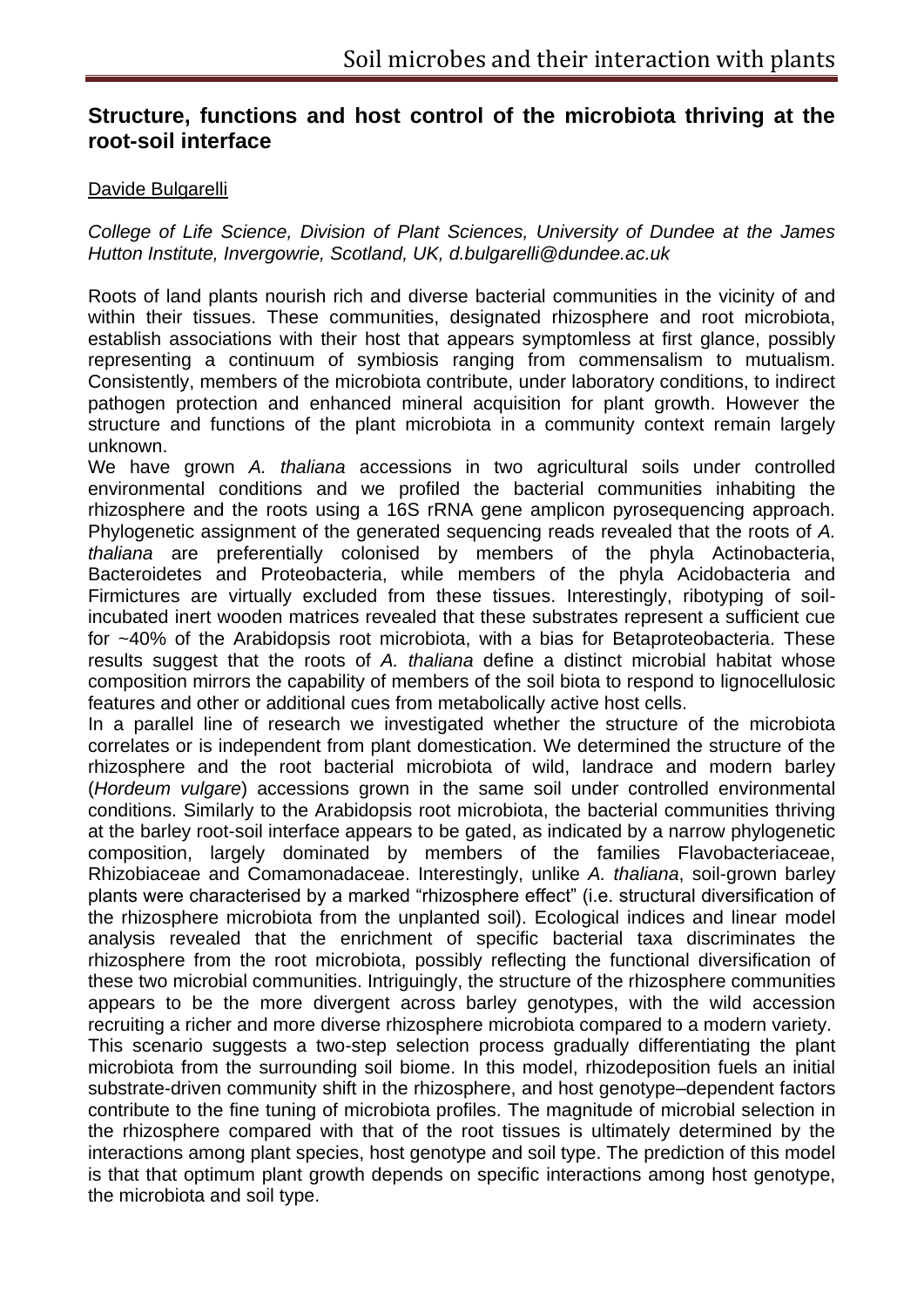## Structure, functions and host control of the microbiota thriving at the root-soil interface

Davide Bulgarelli

*College of Life Science, Division of Plant Sciences, University of Dundee at the James Hutton Institute, Invergowrie, Scotland, UK, d.bulgarelli@dundee.ac.uk*

Roots of land plants nourish rich and diverse bacterial communities in the vicinity of and within their tissues. These communities, designated rhizosphere and root microbiota, establish associations with their host that appears symptomless at first glance, possibly representing a continuum of symbiosis ranging from commensalism to mutualism. Consistently, members of the microbiota contribute, under laboratory conditions, to indirect pathogen protection and enhanced mineral acquisition for plant growth. However the structure and functions of the plant microbiota in a community context remain largely unknown.

We have grown *A. thaliana* accessions in two agricultural soils under controlled environmental conditions and we profiled the bacterial communities inhabiting the rhizosphere and the roots using a 16S rRNA gene amplicon pyrosequencing approach. Phylogenetic assignment of the generated sequencing reads revealed that the roots of *A. thaliana* are preferentially colonised by members of the phyla Actinobacteria, Bacteroidetes and Proteobacteria, while members of the phyla Acidobacteria and Firmictures are virtually excluded from these tissues. Interestingly, ribotyping of soil-incubated inert wooden matrices revealed that these substrates represent a sufficient cue for ~40% of the Arabidopsis root microbiota, with a bias for Betaproteobacteria. These results suggest that the roots of *A. thaliana* define a distinct microbial habitat whose composition mirrors the capability of members of the soil biota to respond to lignocellulosic features and other or additional cues from metabolically active host cells.

In a parallel line of research we investigated whether the structure of the microbiota correlates or is independent from plant domestication. We determined the structure of the rhizosphere and the root bacterial microbiota of wild, landrace and modern barley (*Hordeum vulgare*) accessions grown in the same soil under controlled environmental conditions. Similarly to the Arabidopsis root microbiota, the bacterial communities thriving at the barley root-soil interface appears to be gated, as indicated by a narrow phylogenetic composition, largely dominated by members of the families Flavobacteriaceae, Rhizobiaceae and Comamonadaceae. Interestingly, unlike *A. thaliana*, soil-grown barley plants were characterised by a marked "rhizosphere effect" (i.e. structural diversification of the rhizosphere microbiota from the unplanted soil). Ecological indices and linear model analysis revealed that the enrichment of specific bacterial taxa discriminates the rhizosphere from the root microbiota, possibly reflecting the functional diversification of these two microbial communities. Intriguingly, the structure of the rhizosphere communities appears to be the more divergent across barley genotypes, with the wild accession recruiting a richer and more diverse rhizosphere microbiota compared to a modern variety.

This scenario suggests a two-step selection process gradually differentiating the plant microbiota from the surrounding soil biome. In this model, rhizodeposition fuels an initial substrate-driven community shift in the rhizosphere, and host genotype–dependent factors contribute to the fine tuning of microbiota profiles. The magnitude of microbial selection in the rhizosphere compared with that of the root tissues is ultimately determined by the interactions among plant species, host genotype and soil type. The prediction of this model is that that optimum plant growth depends on specific interactions among host genotype, the microbiota and soil type.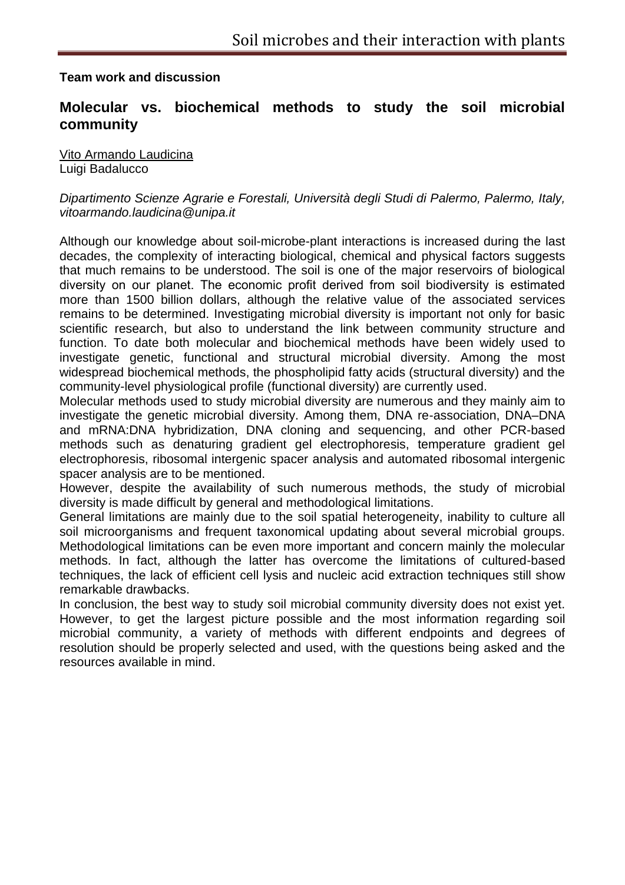**Team work and discussion**

## Molecular vs. biochemical methods to study the soil microbial community

Vito Armando Laudicina
Luigi Badalucco

*Dipartimento Scienze Agrarie e Forestali, Università degli Studi di Palermo, Palermo, Italy, vitoarmando.laudicina@unipa.it*

Although our knowledge about soil-microbe-plant interactions is increased during the last decades, the complexity of interacting biological, chemical and physical factors suggests that much remains to be understood. The soil is one of the major reservoirs of biological diversity on our planet. The economic profit derived from soil biodiversity is estimated more than 1500 billion dollars, although the relative value of the associated services remains to be determined. Investigating microbial diversity is important not only for basic scientific research, but also to understand the link between community structure and function. To date both molecular and biochemical methods have been widely used to investigate genetic, functional and structural microbial diversity. Among the most widespread biochemical methods, the phospholipid fatty acids (structural diversity) and the community-level physiological profile (functional diversity) are currently used.

Molecular methods used to study microbial diversity are numerous and they mainly aim to investigate the genetic microbial diversity. Among them, DNA re-association, DNA–DNA and mRNA:DNA hybridization, DNA cloning and sequencing, and other PCR-based methods such as denaturing gradient gel electrophoresis, temperature gradient gel electrophoresis, ribosomal intergenic spacer analysis and automated ribosomal intergenic spacer analysis are to be mentioned.

However, despite the availability of such numerous methods, the study of microbial diversity is made difficult by general and methodological limitations.

General limitations are mainly due to the soil spatial heterogeneity, inability to culture all soil microorganisms and frequent taxonomical updating about several microbial groups. Methodological limitations can be even more important and concern mainly the molecular methods. In fact, although the latter has overcome the limitations of cultured-based techniques, the lack of efficient cell lysis and nucleic acid extraction techniques still show remarkable drawbacks.

In conclusion, the best way to study soil microbial community diversity does not exist yet. However, to get the largest picture possible and the most information regarding soil microbial community, a variety of methods with different endpoints and degrees of resolution should be properly selected and used, with the questions being asked and the resources available in mind.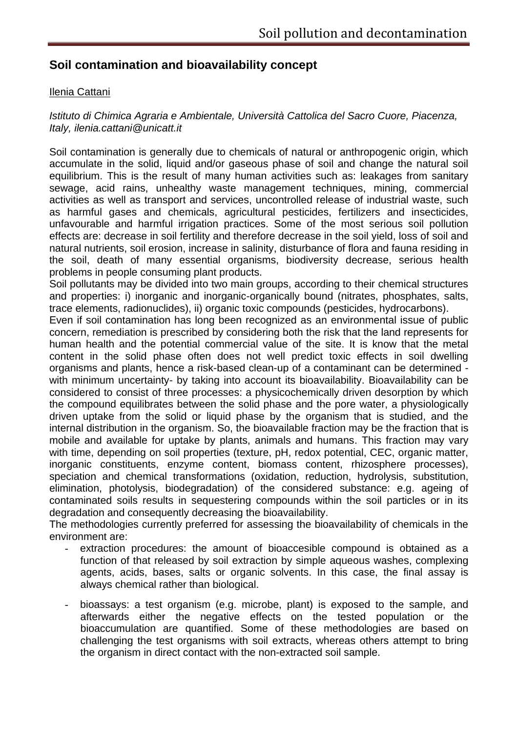## Soil contamination and bioavailability concept

Ilenia Cattani

*Istituto di Chimica Agraria e Ambientale, Università Cattolica del Sacro Cuore, Piacenza, Italy, ilenia.cattani@unicatt.it*

Soil contamination is generally due to chemicals of natural or anthropogenic origin, which accumulate in the solid, liquid and/or gaseous phase of soil and change the natural soil equilibrium. This is the result of many human activities such as: leakages from sanitary sewage, acid rains, unhealthy waste management techniques, mining, commercial activities as well as transport and services, uncontrolled release of industrial waste, such as harmful gases and chemicals, agricultural pesticides, fertilizers and insecticides, unfavourable and harmful irrigation practices. Some of the most serious soil pollution effects are: decrease in soil fertility and therefore decrease in the soil yield, loss of soil and natural nutrients, soil erosion, increase in salinity, disturbance of flora and fauna residing in the soil, death of many essential organisms, biodiversity decrease, serious health problems in people consuming plant products.

Soil pollutants may be divided into two main groups, according to their chemical structures and properties: i) inorganic and inorganic-organically bound (nitrates, phosphates, salts, trace elements, radionuclides), ii) organic toxic compounds (pesticides, hydrocarbons).

Even if soil contamination has long been recognized as an environmental issue of public concern, remediation is prescribed by considering both the risk that the land represents for human health and the potential commercial value of the site. It is know that the metal content in the solid phase often does not well predict toxic effects in soil dwelling organisms and plants, hence a risk-based clean-up of a contaminant can be determined - with minimum uncertainty- by taking into account its bioavailability. Bioavailability can be considered to consist of three processes: a physicochemically driven desorption by which the compound equilibrates between the solid phase and the pore water, a physiologically driven uptake from the solid or liquid phase by the organism that is studied, and the internal distribution in the organism. So, the bioavailable fraction may be the fraction that is mobile and available for uptake by plants, animals and humans. This fraction may vary with time, depending on soil properties (texture, pH, redox potential, CEC, organic matter, inorganic constituents, enzyme content, biomass content, rhizosphere processes), speciation and chemical transformations (oxidation, reduction, hydrolysis, substitution, elimination, photolysis, biodegradation) of the considered substance: e.g. ageing of contaminated soils results in sequestering compounds within the soil particles or in its degradation and consequently decreasing the bioavailability.

The methodologies currently preferred for assessing the bioavailability of chemicals in the environment are:

- extraction procedures: the amount of bioaccesible compound is obtained as a function of that released by soil extraction by simple aqueous washes, complexing agents, acids, bases, salts or organic solvents. In this case, the final assay is always chemical rather than biological.
- bioassays: a test organism (e.g. microbe, plant) is exposed to the sample, and afterwards either the negative effects on the tested population or the bioaccumulation are quantified. Some of these methodologies are based on challenging the test organisms with soil extracts, whereas others attempt to bring the organism in direct contact with the non-extracted soil sample.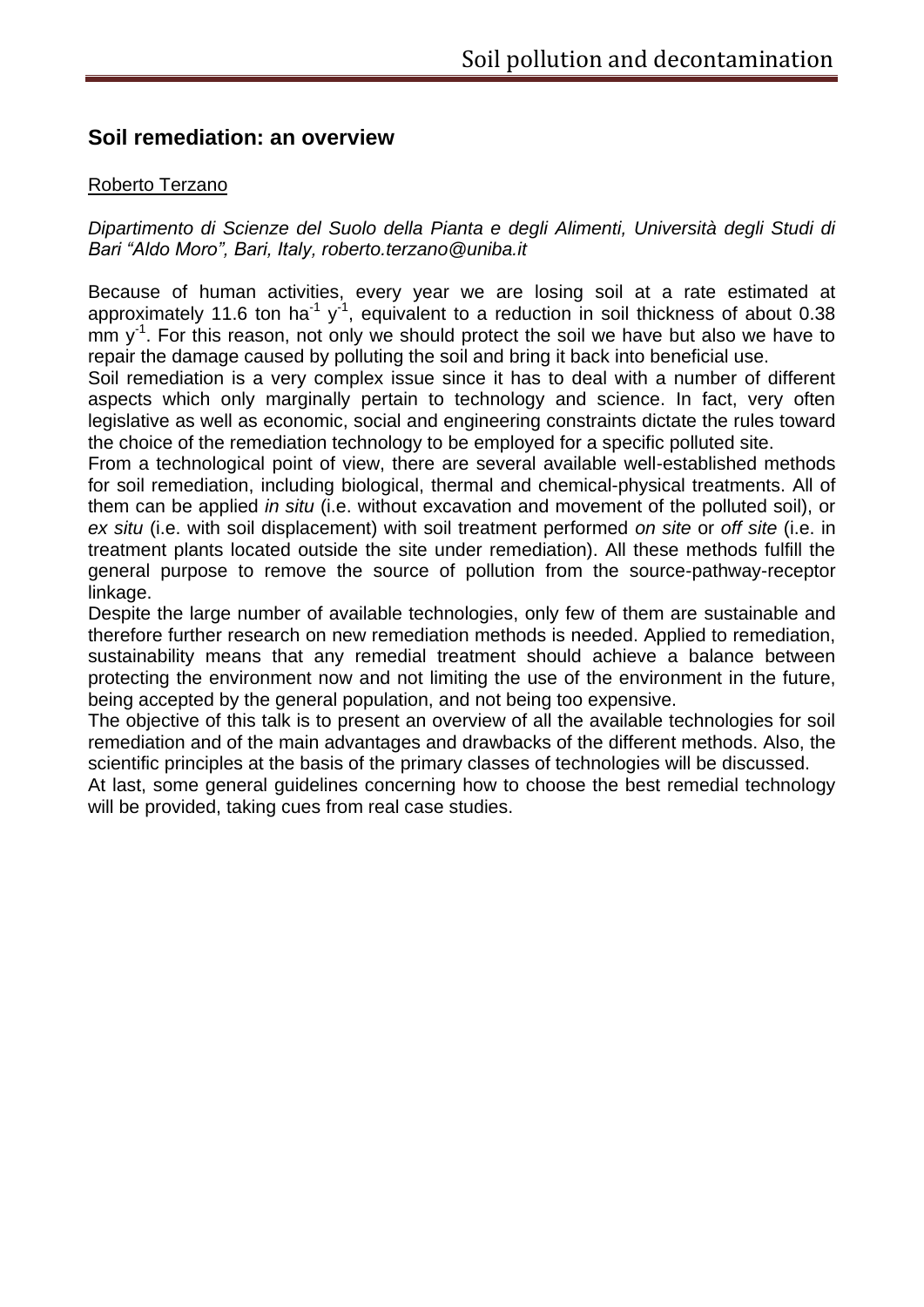## Soil remediation: an overview

Roberto Terzano

*Dipartimento di Scienze del Suolo della Pianta e degli Alimenti, Università degli Studi di Bari "Aldo Moro", Bari, Italy, roberto.terzano@uniba.it*

Because of human activities, every year we are losing soil at a rate estimated at approximately 11.6 ton $ha^{-1}$ $y^{-1}$, equivalent to a reduction in soil thickness of about 0.38 mm $y^{-1}$. For this reason, not only we should protect the soil we have but also we have to repair the damage caused by polluting the soil and bring it back into beneficial use.

Soil remediation is a very complex issue since it has to deal with a number of different aspects which only marginally pertain to technology and science. In fact, very often legislative as well as economic, social and engineering constraints dictate the rules toward the choice of the remediation technology to be employed for a specific polluted site.

From a technological point of view, there are several available well-established methods for soil remediation, including biological, thermal and chemical-physical treatments. All of them can be applied *in situ* (i.e. without excavation and movement of the polluted soil), or *ex situ* (i.e. with soil displacement) with soil treatment performed *on site* or *off site* (i.e. in treatment plants located outside the site under remediation). All these methods fulfill the general purpose to remove the source of pollution from the source-pathway-receptor linkage.

Despite the large number of available technologies, only few of them are sustainable and therefore further research on new remediation methods is needed. Applied to remediation, sustainability means that any remedial treatment should achieve a balance between protecting the environment now and not limiting the use of the environment in the future, being accepted by the general population, and not being too expensive.

The objective of this talk is to present an overview of all the available technologies for soil remediation and of the main advantages and drawbacks of the different methods. Also, the scientific principles at the basis of the primary classes of technologies will be discussed.

At last, some general guidelines concerning how to choose the best remedial technology will be provided, taking cues from real case studies.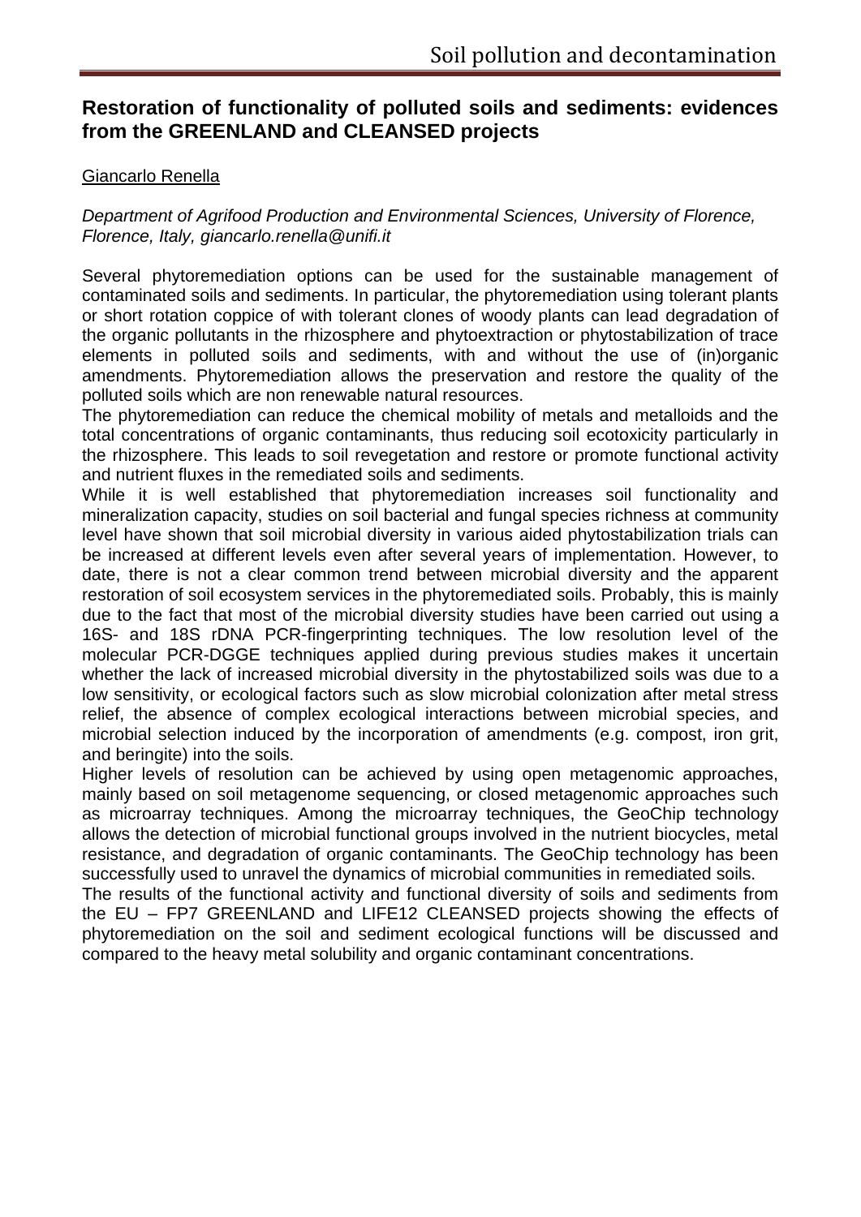## Restoration of functionality of polluted soils and sediments: evidences from the GREENLAND and CLEANSED projects

Giancarlo Renella

*Department of Agrifood Production and Environmental Sciences, University of Florence, Florence, Italy, giancarlo.renella@unifi.it*

Several phytoremediation options can be used for the sustainable management of contaminated soils and sediments. In particular, the phytoremediation using tolerant plants or short rotation coppice of with tolerant clones of woody plants can lead degradation of the organic pollutants in the rhizosphere and phytoextraction or phytostabilization of trace elements in polluted soils and sediments, with and without the use of (in)organic amendments. Phytoremediation allows the preservation and restore the quality of the polluted soils which are non renewable natural resources.

The phytoremediation can reduce the chemical mobility of metals and metalloids and the total concentrations of organic contaminants, thus reducing soil ecotoxicity particularly in the rhizosphere. This leads to soil revegetation and restore or promote functional activity and nutrient fluxes in the remediated soils and sediments.

While it is well established that phytoremediation increases soil functionality and mineralization capacity, studies on soil bacterial and fungal species richness at community level have shown that soil microbial diversity in various aided phytostabilization trials can be increased at different levels even after several years of implementation. However, to date, there is not a clear common trend between microbial diversity and the apparent restoration of soil ecosystem services in the phytoremediated soils. Probably, this is mainly due to the fact that most of the microbial diversity studies have been carried out using a 16S- and 18S rDNA PCR-fingerprinting techniques. The low resolution level of the molecular PCR-DGGE techniques applied during previous studies makes it uncertain whether the lack of increased microbial diversity in the phytostabilized soils was due to a low sensitivity, or ecological factors such as slow microbial colonization after metal stress relief, the absence of complex ecological interactions between microbial species, and microbial selection induced by the incorporation of amendments (e.g. compost, iron grit, and beringite) into the soils.

Higher levels of resolution can be achieved by using open metagenomic approaches, mainly based on soil metagenome sequencing, or closed metagenomic approaches such as microarray techniques. Among the microarray techniques, the GeoChip technology allows the detection of microbial functional groups involved in the nutrient biocycles, metal resistance, and degradation of organic contaminants. The GeoChip technology has been successfully used to unravel the dynamics of microbial communities in remediated soils.

The results of the functional activity and functional diversity of soils and sediments from the EU – FP7 GREENLAND and LIFE12 CLEANSED projects showing the effects of phytoremediation on the soil and sediment ecological functions will be discussed and compared to the heavy metal solubility and organic contaminant concentrations.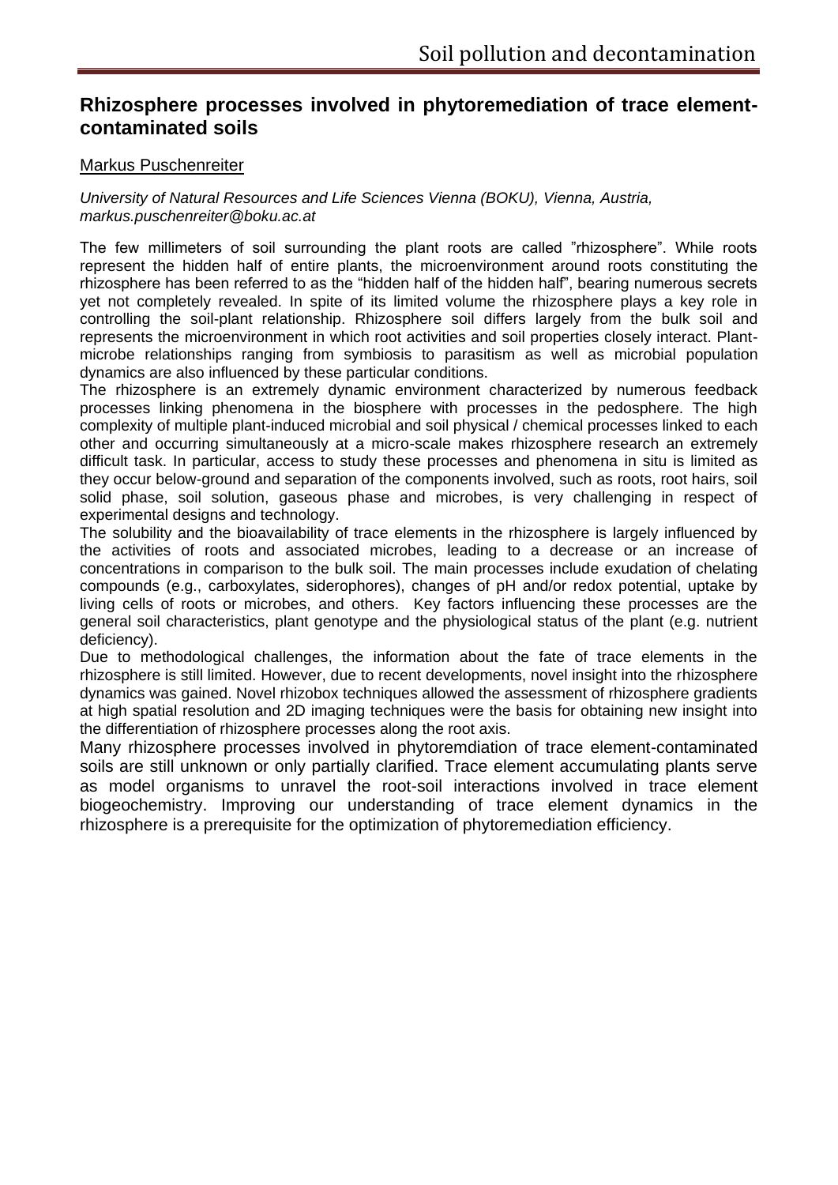# Rhizosphere processes involved in phytoremediation of trace element-contaminated soils

Markus Puschenreiter

*University of Natural Resources and Life Sciences Vienna (BOKU), Vienna, Austria, markus.puschenreiter@boku.ac.at*

The few millimeters of soil surrounding the plant roots are called "rhizosphere". While roots represent the hidden half of entire plants, the microenvironment around roots constituting the rhizosphere has been referred to as the "hidden half of the hidden half", bearing numerous secrets yet not completely revealed. In spite of its limited volume the rhizosphere plays a key role in controlling the soil-plant relationship. Rhizosphere soil differs largely from the bulk soil and represents the microenvironment in which root activities and soil properties closely interact. Plant-microbe relationships ranging from symbiosis to parasitism as well as microbial population dynamics are also influenced by these particular conditions.

The rhizosphere is an extremely dynamic environment characterized by numerous feedback processes linking phenomena in the biosphere with processes in the pedosphere. The high complexity of multiple plant-induced microbial and soil physical / chemical processes linked to each other and occurring simultaneously at a micro-scale makes rhizosphere research an extremely difficult task. In particular, access to study these processes and phenomena in situ is limited as they occur below-ground and separation of the components involved, such as roots, root hairs, soil solid phase, soil solution, gaseous phase and microbes, is very challenging in respect of experimental designs and technology.

The solubility and the bioavailability of trace elements in the rhizosphere is largely influenced by the activities of roots and associated microbes, leading to a decrease or an increase of concentrations in comparison to the bulk soil. The main processes include exudation of chelating compounds (e.g., carboxylates, siderophores), changes of pH and/or redox potential, uptake by living cells of roots or microbes, and others. Key factors influencing these processes are the general soil characteristics, plant genotype and the physiological status of the plant (e.g. nutrient deficiency).

Due to methodological challenges, the information about the fate of trace elements in the rhizosphere is still limited. However, due to recent developments, novel insight into the rhizosphere dynamics was gained. Novel rhizobox techniques allowed the assessment of rhizosphere gradients at high spatial resolution and 2D imaging techniques were the basis for obtaining new insight into the differentiation of rhizosphere processes along the root axis.

Many rhizosphere processes involved in phytoremdiation of trace element-contaminated soils are still unknown or only partially clarified. Trace element accumulating plants serve as model organisms to unravel the root-soil interactions involved in trace element biogeochemistry. Improving our understanding of trace element dynamics in the rhizosphere is a prerequisite for the optimization of phytoremediation efficiency.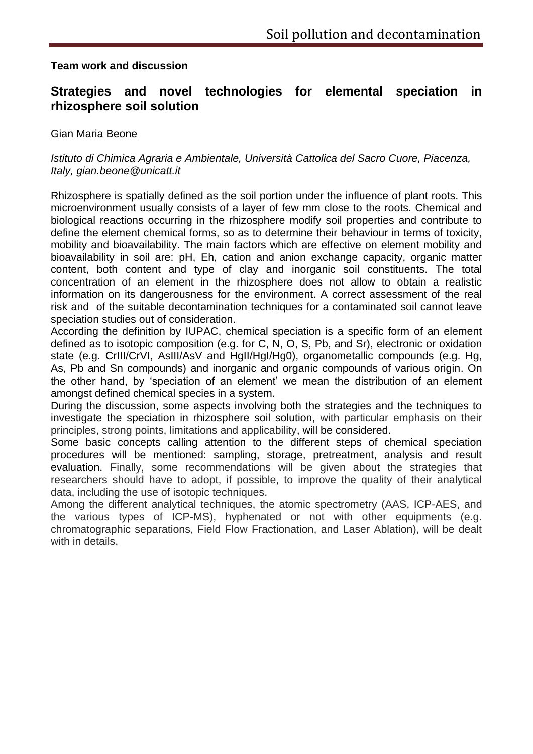**Team work and discussion**

## Strategies and novel technologies for elemental speciation in rhizosphere soil solution

Gian Maria Beone

*Istituto di Chimica Agraria e Ambientale, Università Cattolica del Sacro Cuore, Piacenza, Italy, gian.beone@unicatt.it*

Rhizosphere is spatially defined as the soil portion under the influence of plant roots. This microenvironment usually consists of a layer of few mm close to the roots. Chemical and biological reactions occurring in the rhizosphere modify soil properties and contribute to define the element chemical forms, so as to determine their behaviour in terms of toxicity, mobility and bioavailability. The main factors which are effective on element mobility and bioavailability in soil are: pH, Eh, cation and anion exchange capacity, organic matter content, both content and type of clay and inorganic soil constituents. The total concentration of an element in the rhizosphere does not allow to obtain a realistic information on its dangerousness for the environment. A correct assessment of the real risk and of the suitable decontamination techniques for a contaminated soil cannot leave speciation studies out of consideration.

According the definition by IUPAC, chemical speciation is a specific form of an element defined as to isotopic composition (e.g. for C, N, O, S, Pb, and Sr), electronic or oxidation state (e.g. CrIII/CrVI, AsIII/AsV and HgII/HgI/Hg0), organometallic compounds (e.g. Hg, As, Pb and Sn compounds) and inorganic and organic compounds of various origin. On the other hand, by 'speciation of an element' we mean the distribution of an element amongst defined chemical species in a system.

During the discussion, some aspects involving both the strategies and the techniques to investigate the speciation in rhizosphere soil solution, with particular emphasis on their principles, strong points, limitations and applicability, will be considered.

Some basic concepts calling attention to the different steps of chemical speciation procedures will be mentioned: sampling, storage, pretreatment, analysis and result evaluation. Finally, some recommendations will be given about the strategies that researchers should have to adopt, if possible, to improve the quality of their analytical data, including the use of isotopic techniques.

Among the different analytical techniques, the atomic spectrometry (AAS, ICP-AES, and the various types of ICP-MS), hyphenated or not with other equipments (e.g. chromatographic separations, Field Flow Fractionation, and Laser Ablation), will be dealt with in details.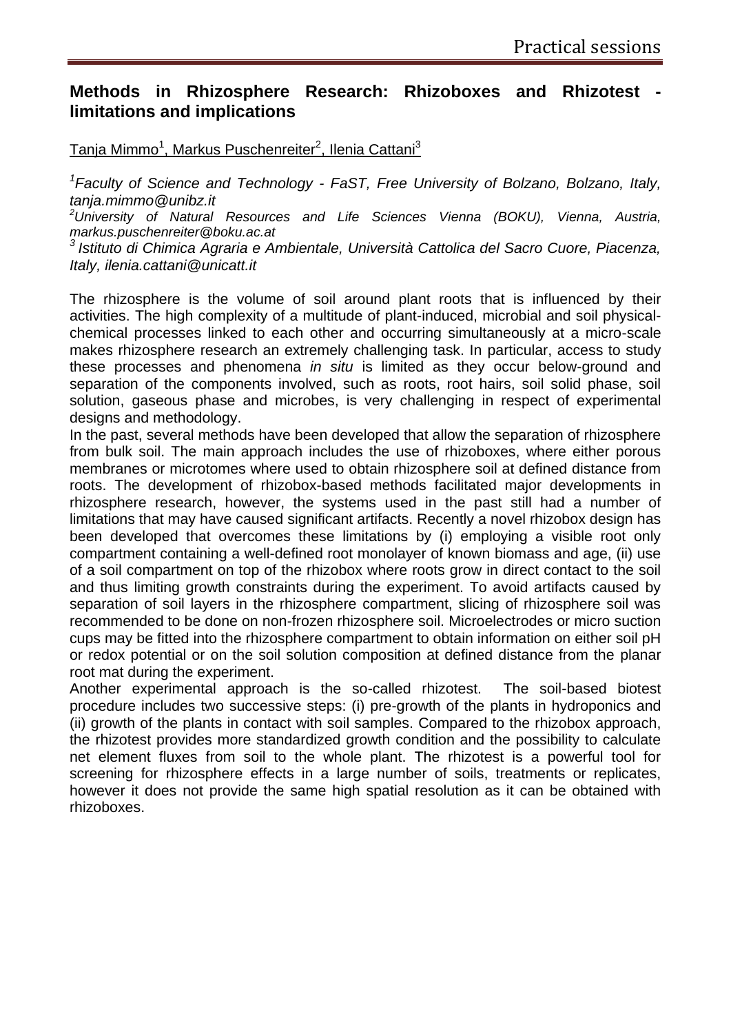## Methods in Rhizosphere Research: Rhizoboxes and Rhizotest - limitations and implications

Tanja Mimmo[1], Markus Puschenreiter[2], Ilenia Cattani[3]

*[1]Faculty of Science and Technology - FaST, Free University of Bolzano, Bolzano, Italy, tanja.mimmo@unibz.it*
*[2]University of Natural Resources and Life Sciences Vienna (BOKU), Vienna, Austria, markus.puschenreiter@boku.ac.at*
*[3] Istituto di Chimica Agraria e Ambientale, Università Cattolica del Sacro Cuore, Piacenza, Italy, ilenia.cattani@unicatt.it*

The rhizosphere is the volume of soil around plant roots that is influenced by their activities. The high complexity of a multitude of plant-induced, microbial and soil physical-chemical processes linked to each other and occurring simultaneously at a micro-scale makes rhizosphere research an extremely challenging task. In particular, access to study these processes and phenomena *in situ* is limited as they occur below-ground and separation of the components involved, such as roots, root hairs, soil solid phase, soil solution, gaseous phase and microbes, is very challenging in respect of experimental designs and methodology.

In the past, several methods have been developed that allow the separation of rhizosphere from bulk soil. The main approach includes the use of rhizoboxes, where either porous membranes or microtomes where used to obtain rhizosphere soil at defined distance from roots. The development of rhizobox-based methods facilitated major developments in rhizosphere research, however, the systems used in the past still had a number of limitations that may have caused significant artifacts. Recently a novel rhizobox design has been developed that overcomes these limitations by (i) employing a visible root only compartment containing a well-defined root monolayer of known biomass and age, (ii) use of a soil compartment on top of the rhizobox where roots grow in direct contact to the soil and thus limiting growth constraints during the experiment. To avoid artifacts caused by separation of soil layers in the rhizosphere compartment, slicing of rhizosphere soil was recommended to be done on non-frozen rhizosphere soil. Microelectrodes or micro suction cups may be fitted into the rhizosphere compartment to obtain information on either soil pH or redox potential or on the soil solution composition at defined distance from the planar root mat during the experiment.

Another experimental approach is the so-called rhizotest. The soil-based biotest procedure includes two successive steps: (i) pre-growth of the plants in hydroponics and (ii) growth of the plants in contact with soil samples. Compared to the rhizobox approach, the rhizotest provides more standardized growth condition and the possibility to calculate net element fluxes from soil to the whole plant. The rhizotest is a powerful tool for screening for rhizosphere effects in a large number of soils, treatments or replicates, however it does not provide the same high spatial resolution as it can be obtained with rhizoboxes.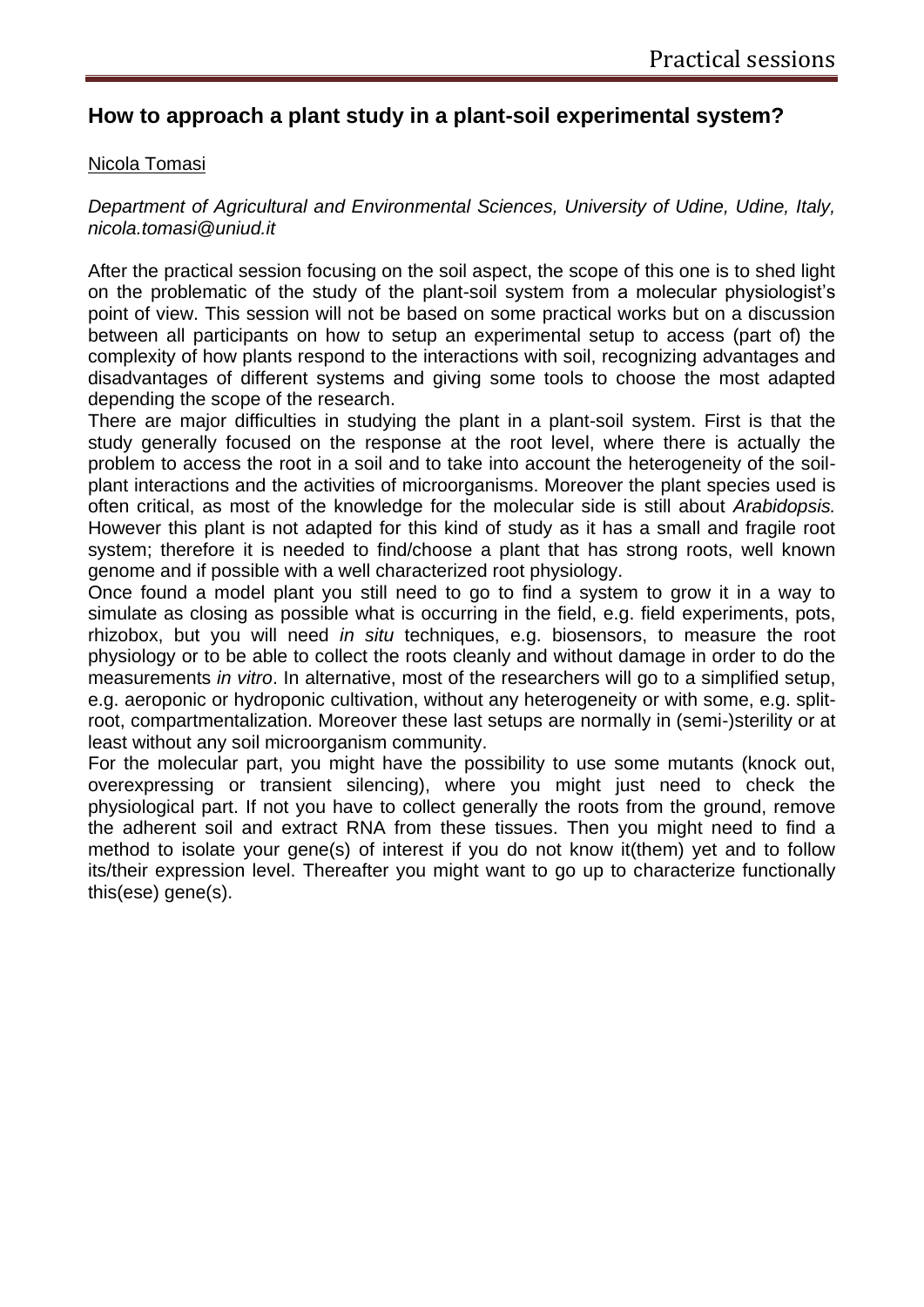## How to approach a plant study in a plant-soil experimental system?

Nicola Tomasi

*Department of Agricultural and Environmental Sciences, University of Udine, Udine, Italy, nicola.tomasi@uniud.it*

After the practical session focusing on the soil aspect, the scope of this one is to shed light on the problematic of the study of the plant-soil system from a molecular physiologist's point of view. This session will not be based on some practical works but on a discussion between all participants on how to setup an experimental setup to access (part of) the complexity of how plants respond to the interactions with soil, recognizing advantages and disadvantages of different systems and giving some tools to choose the most adapted depending the scope of the research.

There are major difficulties in studying the plant in a plant-soil system. First is that the study generally focused on the response at the root level, where there is actually the problem to access the root in a soil and to take into account the heterogeneity of the soil-plant interactions and the activities of microorganisms. Moreover the plant species used is often critical, as most of the knowledge for the molecular side is still about *Arabidopsis.* However this plant is not adapted for this kind of study as it has a small and fragile root system; therefore it is needed to find/choose a plant that has strong roots, well known genome and if possible with a well characterized root physiology.

Once found a model plant you still need to go to find a system to grow it in a way to simulate as closing as possible what is occurring in the field, e.g. field experiments, pots, rhizobox, but you will need *in situ* techniques, e.g. biosensors, to measure the root physiology or to be able to collect the roots cleanly and without damage in order to do the measurements *in vitro*. In alternative, most of the researchers will go to a simplified setup, e.g. aeroponic or hydroponic cultivation, without any heterogeneity or with some, e.g. split-root, compartmentalization. Moreover these last setups are normally in (semi-)sterility or at least without any soil microorganism community.

For the molecular part, you might have the possibility to use some mutants (knock out, overexpressing or transient silencing), where you might just need to check the physiological part. If not you have to collect generally the roots from the ground, remove the adherent soil and extract RNA from these tissues. Then you might need to find a method to isolate your gene(s) of interest if you do not know it(them) yet and to follow its/their expression level. Thereafter you might want to go up to characterize functionally this(ese) gene(s).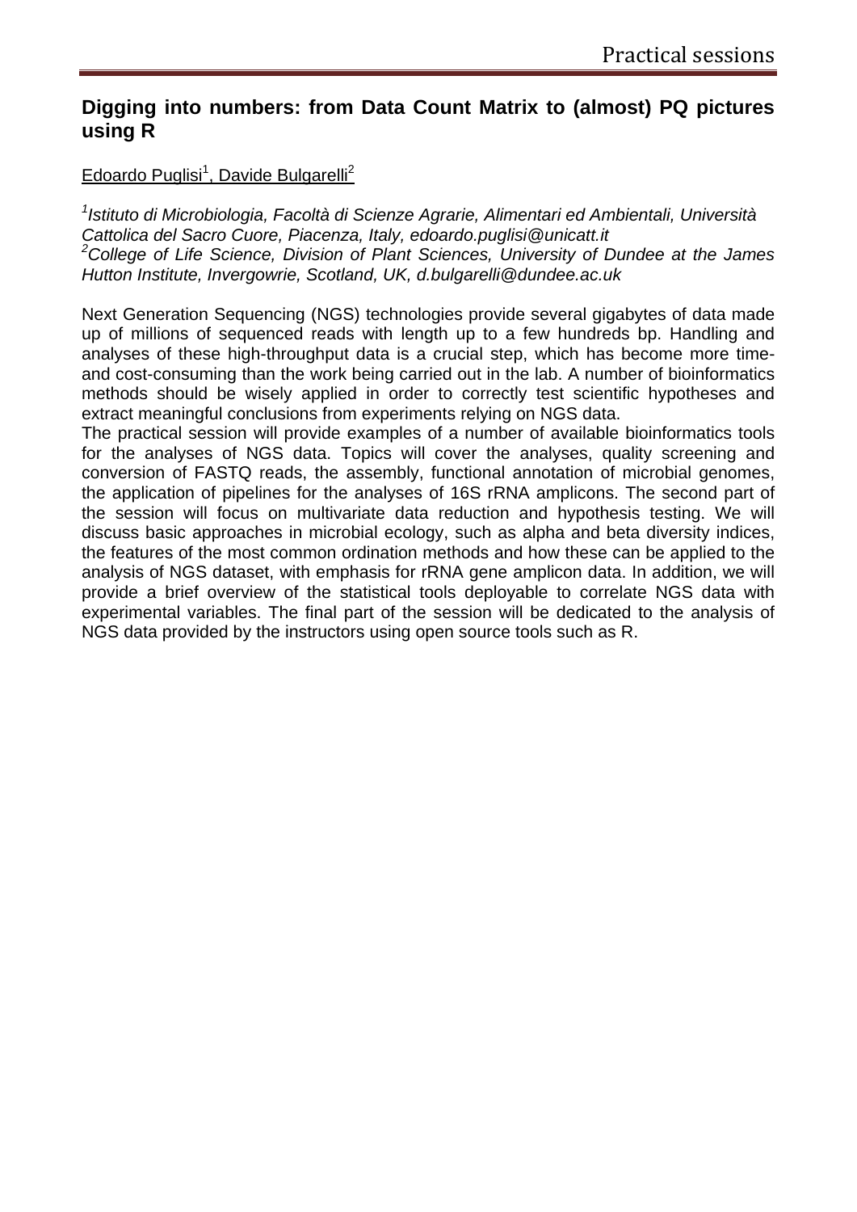## Digging into numbers: from Data Count Matrix to (almost) PQ pictures using R

Edoardo Puglisi[1], Davide Bulgarelli[2]

*[1]Istituto di Microbiologia, Facoltà di Scienze Agrarie, Alimentari ed Ambientali, Università Cattolica del Sacro Cuore, Piacenza, Italy, edoardo.puglisi@unicatt.it*
*[2]College of Life Science, Division of Plant Sciences, University of Dundee at the James Hutton Institute, Invergowrie, Scotland, UK, d.bulgarelli@dundee.ac.uk*

Next Generation Sequencing (NGS) technologies provide several gigabytes of data made up of millions of sequenced reads with length up to a few hundreds bp. Handling and analyses of these high-throughput data is a crucial step, which has become more time- and cost-consuming than the work being carried out in the lab. A number of bioinformatics methods should be wisely applied in order to correctly test scientific hypotheses and extract meaningful conclusions from experiments relying on NGS data.

The practical session will provide examples of a number of available bioinformatics tools for the analyses of NGS data. Topics will cover the analyses, quality screening and conversion of FASTQ reads, the assembly, functional annotation of microbial genomes, the application of pipelines for the analyses of 16S rRNA amplicons. The second part of the session will focus on multivariate data reduction and hypothesis testing. We will discuss basic approaches in microbial ecology, such as alpha and beta diversity indices, the features of the most common ordination methods and how these can be applied to the analysis of NGS dataset, with emphasis for rRNA gene amplicon data. In addition, we will provide a brief overview of the statistical tools deployable to correlate NGS data with experimental variables. The final part of the session will be dedicated to the analysis of NGS data provided by the instructors using open source tools such as R.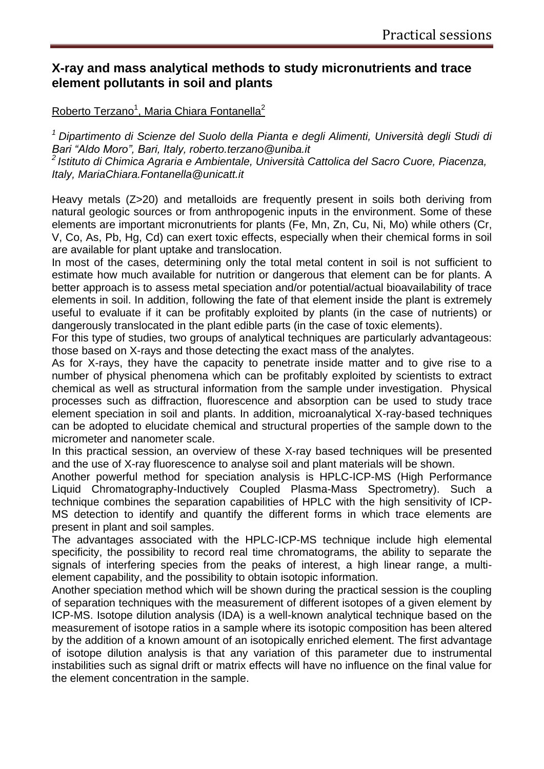## X-ray and mass analytical methods to study micronutrients and trace element pollutants in soil and plants

Roberto Terzano[1], Maria Chiara Fontanella[2]

[1] *Dipartimento di Scienze del Suolo della Pianta e degli Alimenti, Università degli Studi di Bari "Aldo Moro", Bari, Italy, roberto.terzano@uniba.it*
[2] *Istituto di Chimica Agraria e Ambientale, Università Cattolica del Sacro Cuore, Piacenza, Italy, MariaChiara.Fontanella@unicatt.it*

Heavy metals (Z>20) and metalloids are frequently present in soils both deriving from natural geologic sources or from anthropogenic inputs in the environment. Some of these elements are important micronutrients for plants (Fe, Mn, Zn, Cu, Ni, Mo) while others (Cr, V, Co, As, Pb, Hg, Cd) can exert toxic effects, especially when their chemical forms in soil are available for plant uptake and translocation.

In most of the cases, determining only the total metal content in soil is not sufficient to estimate how much available for nutrition or dangerous that element can be for plants. A better approach is to assess metal speciation and/or potential/actual bioavailability of trace elements in soil. In addition, following the fate of that element inside the plant is extremely useful to evaluate if it can be profitably exploited by plants (in the case of nutrients) or dangerously translocated in the plant edible parts (in the case of toxic elements).

For this type of studies, two groups of analytical techniques are particularly advantageous: those based on X-rays and those detecting the exact mass of the analytes.

As for X-rays, they have the capacity to penetrate inside matter and to give rise to a number of physical phenomena which can be profitably exploited by scientists to extract chemical as well as structural information from the sample under investigation. Physical processes such as diffraction, fluorescence and absorption can be used to study trace element speciation in soil and plants. In addition, microanalytical X-ray-based techniques can be adopted to elucidate chemical and structural properties of the sample down to the micrometer and nanometer scale.

In this practical session, an overview of these X-ray based techniques will be presented and the use of X-ray fluorescence to analyse soil and plant materials will be shown.

Another powerful method for speciation analysis is HPLC-ICP-MS (High Performance Liquid Chromatography-Inductively Coupled Plasma-Mass Spectrometry). Such a technique combines the separation capabilities of HPLC with the high sensitivity of ICP-MS detection to identify and quantify the different forms in which trace elements are present in plant and soil samples.

The advantages associated with the HPLC-ICP-MS technique include high elemental specificity, the possibility to record real time chromatograms, the ability to separate the signals of interfering species from the peaks of interest, a high linear range, a multi-element capability, and the possibility to obtain isotopic information.

Another speciation method which will be shown during the practical session is the coupling of separation techniques with the measurement of different isotopes of a given element by ICP-MS. Isotope dilution analysis (IDA) is a well-known analytical technique based on the measurement of isotope ratios in a sample where its isotopic composition has been altered by the addition of a known amount of an isotopically enriched element. The first advantage of isotope dilution analysis is that any variation of this parameter due to instrumental instabilities such as signal drift or matrix effects will have no influence on the final value for the element concentration in the sample.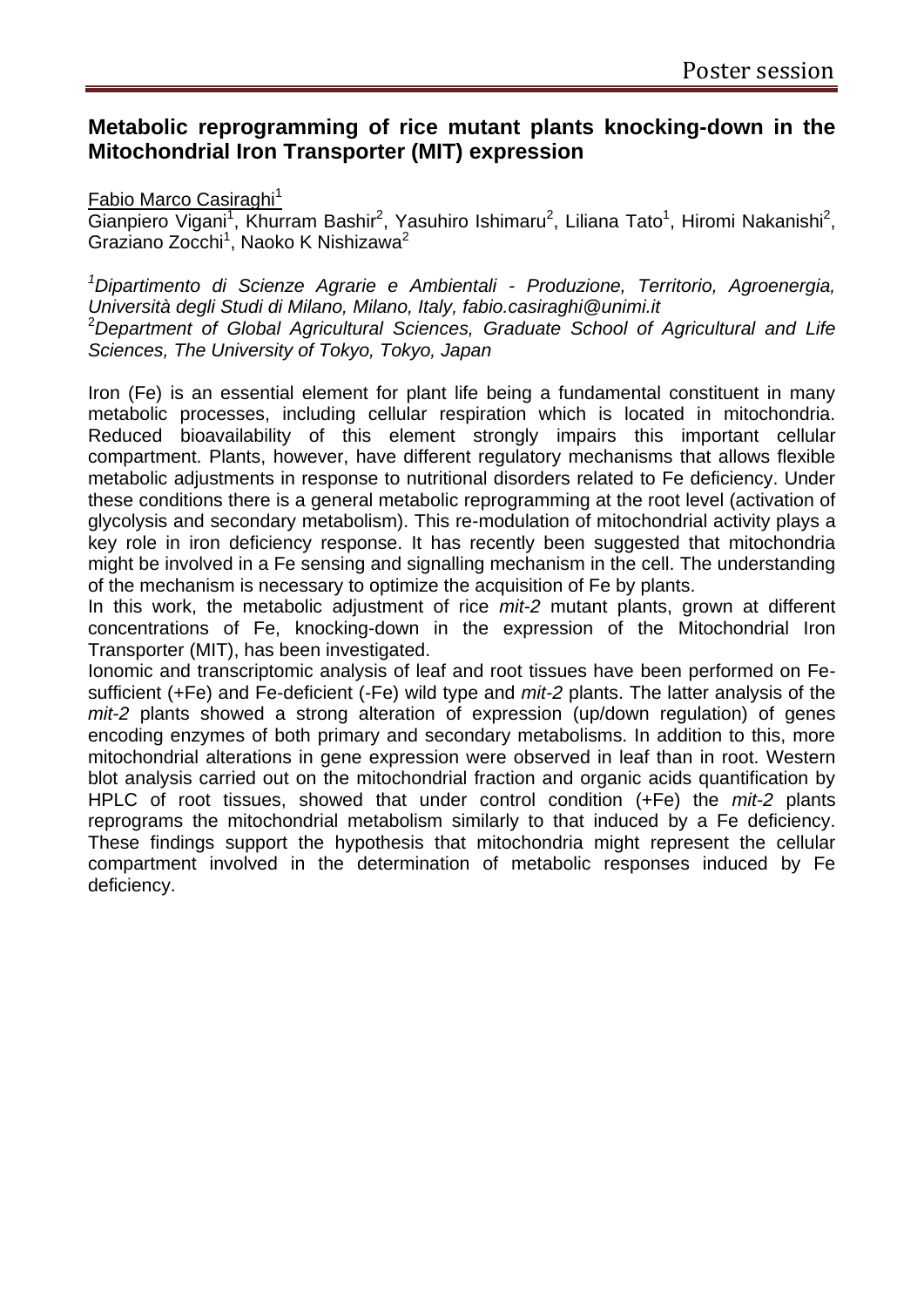## Metabolic reprogramming of rice mutant plants knocking-down in the Mitochondrial Iron Transporter (MIT) expression

Fabio Marco Casiraghi[1]
Gianpiero Vigani[1], Khurram Bashir[2], Yasuhiro Ishimaru[2], Liliana Tato[1], Hiromi Nakanishi[2], Graziano Zocchi[1], Naoko K Nishizawa[2]

[1]*Dipartimento di Scienze Agrarie e Ambientali - Produzione, Territorio, Agroenergia, Università degli Studi di Milano, Milano, Italy, fabio.casiraghi@unimi.it*
[2]*Department of Global Agricultural Sciences, Graduate School of Agricultural and Life Sciences, The University of Tokyo, Tokyo, Japan*

Iron (Fe) is an essential element for plant life being a fundamental constituent in many metabolic processes, including cellular respiration which is located in mitochondria. Reduced bioavailability of this element strongly impairs this important cellular compartment. Plants, however, have different regulatory mechanisms that allows flexible metabolic adjustments in response to nutritional disorders related to Fe deficiency. Under these conditions there is a general metabolic reprogramming at the root level (activation of glycolysis and secondary metabolism). This re-modulation of mitochondrial activity plays a key role in iron deficiency response. It has recently been suggested that mitochondria might be involved in a Fe sensing and signalling mechanism in the cell. The understanding of the mechanism is necessary to optimize the acquisition of Fe by plants.

In this work, the metabolic adjustment of rice *mit-2* mutant plants, grown at different concentrations of Fe, knocking-down in the expression of the Mitochondrial Iron Transporter (MIT), has been investigated.

Ionomic and transcriptomic analysis of leaf and root tissues have been performed on Fe-sufficient (+Fe) and Fe-deficient (-Fe) wild type and *mit-2* plants. The latter analysis of the *mit-2* plants showed a strong alteration of expression (up/down regulation) of genes encoding enzymes of both primary and secondary metabolisms. In addition to this, more mitochondrial alterations in gene expression were observed in leaf than in root. Western blot analysis carried out on the mitochondrial fraction and organic acids quantification by HPLC of root tissues, showed that under control condition (+Fe) the *mit-2* plants reprograms the mitochondrial metabolism similarly to that induced by a Fe deficiency. These findings support the hypothesis that mitochondria might represent the cellular compartment involved in the determination of metabolic responses induced by Fe deficiency.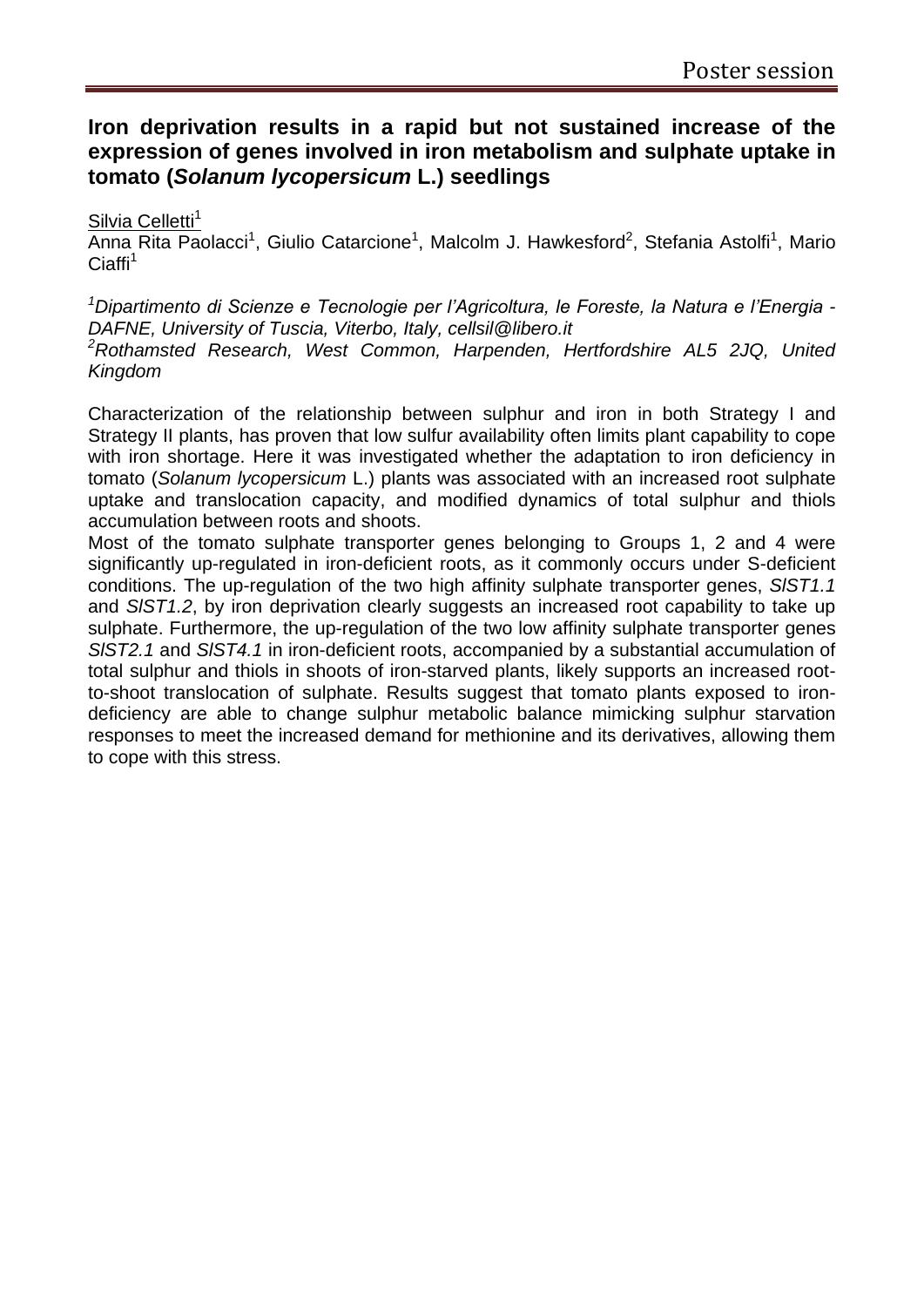## Iron deprivation results in a rapid but not sustained increase of the expression of genes involved in iron metabolism and sulphate uptake in tomato (*Solanum lycopersicum* L.) seedlings

Silvia Celletti[1]
Anna Rita Paolacci[1], Giulio Catarcione[1], Malcolm J. Hawkesford[2], Stefania Astolfi[1], Mario Ciaffi[1]

*[1]Dipartimento di Scienze e Tecnologie per l'Agricoltura, le Foreste, la Natura e l'Energia - DAFNE, University of Tuscia, Viterbo, Italy, cellsil@libero.it*
*[2]Rothamsted Research, West Common, Harpenden, Hertfordshire AL5 2JQ, United Kingdom*

Characterization of the relationship between sulphur and iron in both Strategy I and Strategy II plants, has proven that low sulfur availability often limits plant capability to cope with iron shortage. Here it was investigated whether the adaptation to iron deficiency in tomato (*Solanum lycopersicum* L.) plants was associated with an increased root sulphate uptake and translocation capacity, and modified dynamics of total sulphur and thiols accumulation between roots and shoots.
Most of the tomato sulphate transporter genes belonging to Groups 1, 2 and 4 were significantly up-regulated in iron-deficient roots, as it commonly occurs under S-deficient conditions. The up-regulation of the two high affinity sulphate transporter genes, *SlST1.1* and *SlST1.2*, by iron deprivation clearly suggests an increased root capability to take up sulphate. Furthermore, the up-regulation of the two low affinity sulphate transporter genes *SlST2.1* and *SlST4.1* in iron-deficient roots, accompanied by a substantial accumulation of total sulphur and thiols in shoots of iron-starved plants, likely supports an increased root-to-shoot translocation of sulphate. Results suggest that tomato plants exposed to iron-deficiency are able to change sulphur metabolic balance mimicking sulphur starvation responses to meet the increased demand for methionine and its derivatives, allowing them to cope with this stress.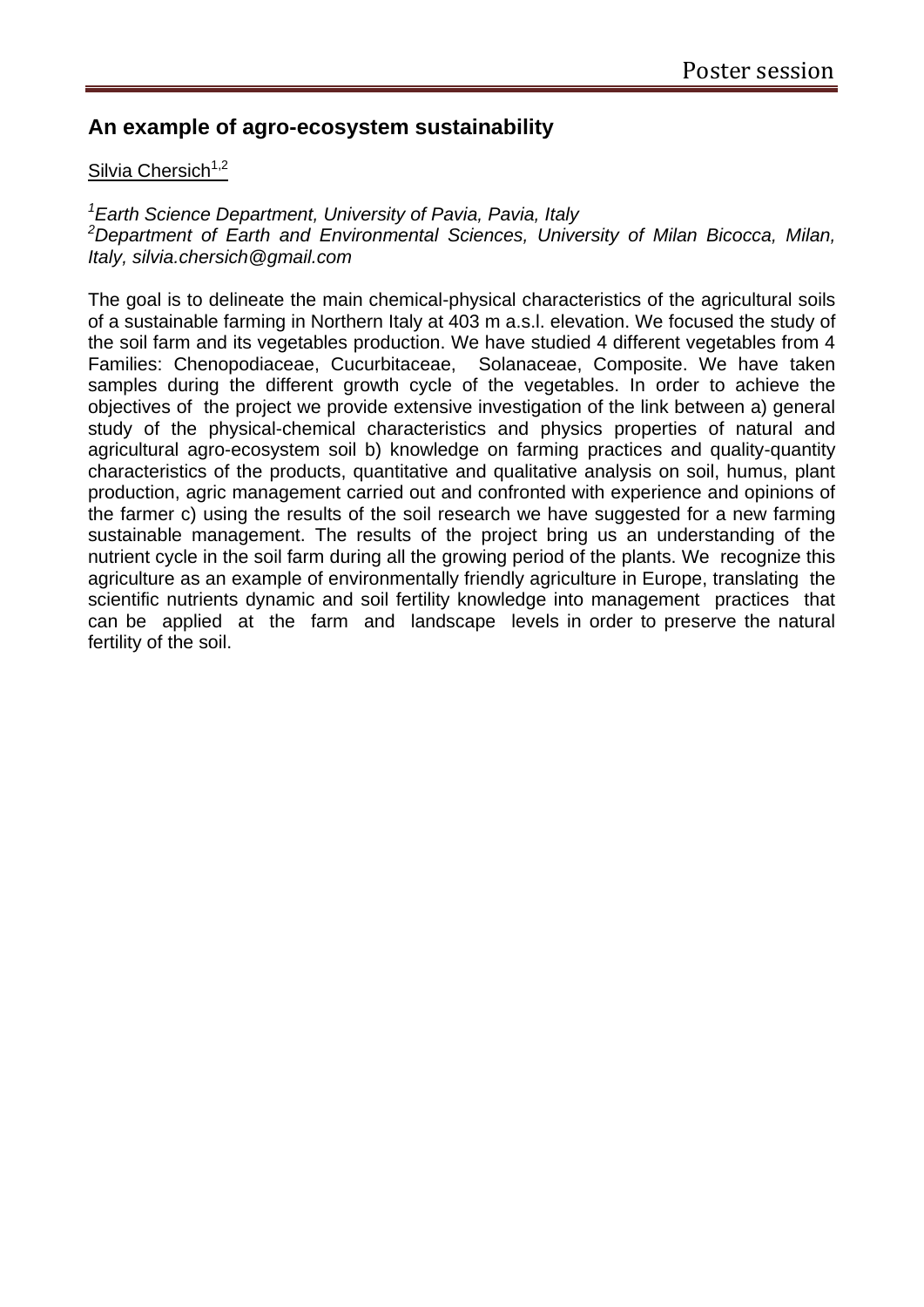## An example of agro-ecosystem sustainability

Silvia Chersich[1,2]

*[1]Earth Science Department, University of Pavia, Pavia, Italy*
*[2]Department of Earth and Environmental Sciences, University of Milan Bicocca, Milan, Italy, silvia.chersich@gmail.com*

The goal is to delineate the main chemical-physical characteristics of the agricultural soils of a sustainable farming in Northern Italy at 403 m a.s.l. elevation. We focused the study of the soil farm and its vegetables production. We have studied 4 different vegetables from 4 Families: Chenopodiaceae, Cucurbitaceae, Solanaceae, Composite. We have taken samples during the different growth cycle of the vegetables. In order to achieve the objectives of the project we provide extensive investigation of the link between a) general study of the physical-chemical characteristics and physics properties of natural and agricultural agro-ecosystem soil b) knowledge on farming practices and quality-quantity characteristics of the products, quantitative and qualitative analysis on soil, humus, plant production, agric management carried out and confronted with experience and opinions of the farmer c) using the results of the soil research we have suggested for a new farming sustainable management. The results of the project bring us an understanding of the nutrient cycle in the soil farm during all the growing period of the plants. We recognize this agriculture as an example of environmentally friendly agriculture in Europe, translating the scientific nutrients dynamic and soil fertility knowledge into management practices that can be applied at the farm and landscape levels in order to preserve the natural fertility of the soil.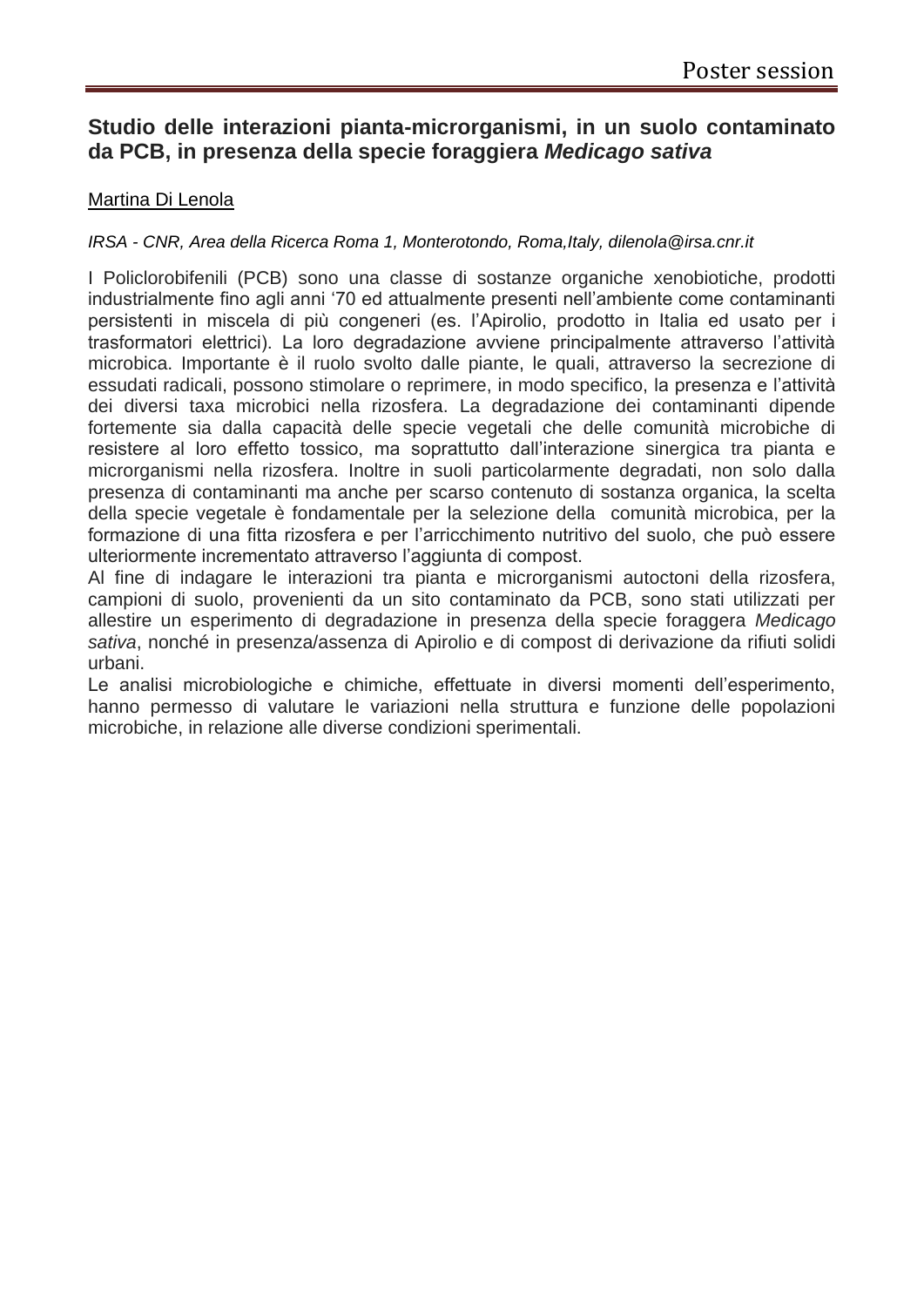## Studio delle interazioni pianta-microrganismi, in un suolo contaminato da PCB, in presenza della specie foraggiera *Medicago sativa*

Martina Di Lenola

*IRSA - CNR, Area della Ricerca Roma 1, Monterotondo, Roma,Italy, dilenola@irsa.cnr.it*

I Policlorobifenili (PCB) sono una classe di sostanze organiche xenobiotiche, prodotti industrialmente fino agli anni '70 ed attualmente presenti nell'ambiente come contaminanti persistenti in miscela di più congeneri (es. l'Apirolio, prodotto in Italia ed usato per i trasformatori elettrici). La loro degradazione avviene principalmente attraverso l'attività microbica. Importante è il ruolo svolto dalle piante, le quali, attraverso la secrezione di essudati radicali, possono stimolare o reprimere, in modo specifico, la presenza e l'attività dei diversi taxa microbici nella rizosfera. La degradazione dei contaminanti dipende fortemente sia dalla capacità delle specie vegetali che delle comunità microbiche di resistere al loro effetto tossico, ma soprattutto dall'interazione sinergica tra pianta e microrganismi nella rizosfera. Inoltre in suoli particolarmente degradati, non solo dalla presenza di contaminanti ma anche per scarso contenuto di sostanza organica, la scelta della specie vegetale è fondamentale per la selezione della comunità microbica, per la formazione di una fitta rizosfera e per l'arricchimento nutritivo del suolo, che può essere ulteriormente incrementato attraverso l'aggiunta di compost.

Al fine di indagare le interazioni tra pianta e microrganismi autoctoni della rizosfera, campioni di suolo, provenienti da un sito contaminato da PCB, sono stati utilizzati per allestire un esperimento di degradazione in presenza della specie foraggera *Medicago sativa*, nonché in presenza/assenza di Apirolio e di compost di derivazione da rifiuti solidi urbani.

Le analisi microbiologiche e chimiche, effettuate in diversi momenti dell'esperimento, hanno permesso di valutare le variazioni nella struttura e funzione delle popolazioni microbiche, in relazione alle diverse condizioni sperimentali.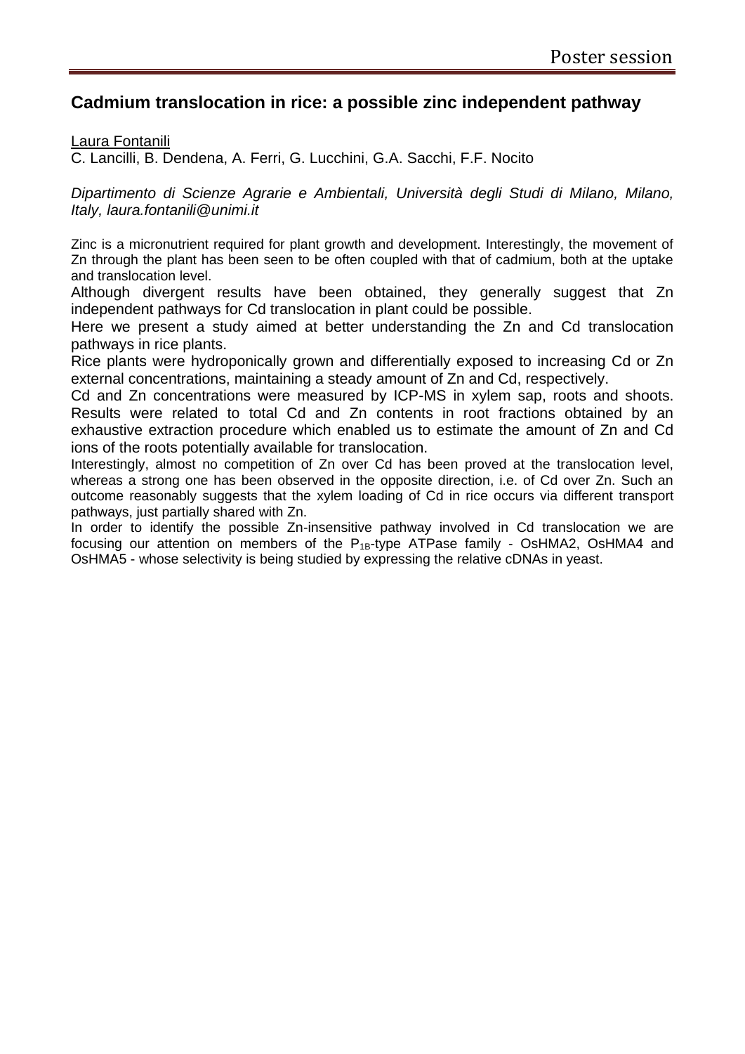## Cadmium translocation in rice: a possible zinc independent pathway

Laura Fontanili

C. Lancilli, B. Dendena, A. Ferri, G. Lucchini, G.A. Sacchi, F.F. Nocito

*Dipartimento di Scienze Agrarie e Ambientali, Università degli Studi di Milano, Milano, Italy, laura.fontanili@unimi.it*

Zinc is a micronutrient required for plant growth and development. Interestingly, the movement of Zn through the plant has been seen to be often coupled with that of cadmium, both at the uptake and translocation level.

Although divergent results have been obtained, they generally suggest that Zn independent pathways for Cd translocation in plant could be possible.

Here we present a study aimed at better understanding the Zn and Cd translocation pathways in rice plants.

Rice plants were hydroponically grown and differentially exposed to increasing Cd or Zn external concentrations, maintaining a steady amount of Zn and Cd, respectively.

Cd and Zn concentrations were measured by ICP-MS in xylem sap, roots and shoots. Results were related to total Cd and Zn contents in root fractions obtained by an exhaustive extraction procedure which enabled us to estimate the amount of Zn and Cd ions of the roots potentially available for translocation.

Interestingly, almost no competition of Zn over Cd has been proved at the translocation level, whereas a strong one has been observed in the opposite direction, i.e. of Cd over Zn. Such an outcome reasonably suggests that the xylem loading of Cd in rice occurs via different transport pathways, just partially shared with Zn.

In order to identify the possible Zn-insensitive pathway involved in Cd translocation we are focusing our attention on members of the $P_{1B}$-type ATPase family - OsHMA2, OsHMA4 and OsHMA5 - whose selectivity is being studied by expressing the relative cDNAs in yeast.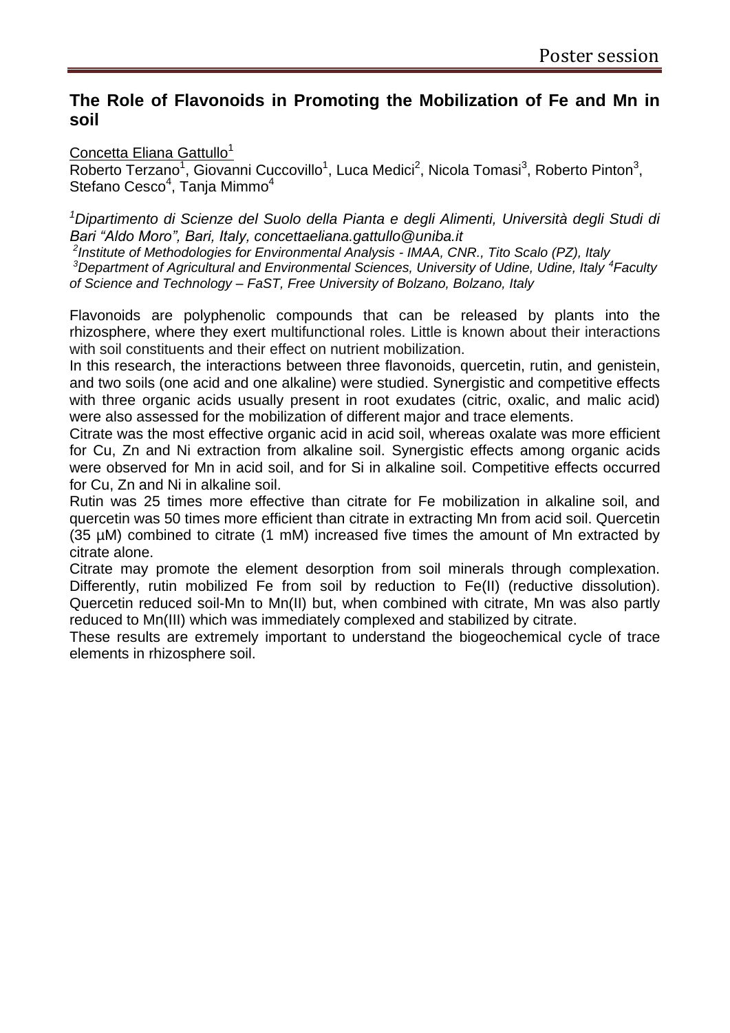## The Role of Flavonoids in Promoting the Mobilization of Fe and Mn in soil

Concetta Eliana Gattullo[1]
Roberto Terzano[1], Giovanni Cuccovillo[1], Luca Medici[2], Nicola Tomasi[3], Roberto Pinton[3], Stefano Cesco[4], Tanja Mimmo[4]

*[1]Dipartimento di Scienze del Suolo della Pianta e degli Alimenti, Università degli Studi di Bari "Aldo Moro", Bari, Italy, concettaeliana.gattullo@uniba.it*
*[2]Institute of Methodologies for Environmental Analysis - IMAA, CNR., Tito Scalo (PZ), Italy*
*[3]Department of Agricultural and Environmental Sciences, University of Udine, Udine, Italy [4]Faculty of Science and Technology – FaST, Free University of Bolzano, Bolzano, Italy*

Flavonoids are polyphenolic compounds that can be released by plants into the rhizosphere, where they exert multifunctional roles. Little is known about their interactions with soil constituents and their effect on nutrient mobilization.
In this research, the interactions between three flavonoids, quercetin, rutin, and genistein, and two soils (one acid and one alkaline) were studied. Synergistic and competitive effects with three organic acids usually present in root exudates (citric, oxalic, and malic acid) were also assessed for the mobilization of different major and trace elements.
Citrate was the most effective organic acid in acid soil, whereas oxalate was more efficient for Cu, Zn and Ni extraction from alkaline soil. Synergistic effects among organic acids were observed for Mn in acid soil, and for Si in alkaline soil. Competitive effects occurred for Cu, Zn and Ni in alkaline soil.
Rutin was 25 times more effective than citrate for Fe mobilization in alkaline soil, and quercetin was 50 times more efficient than citrate in extracting Mn from acid soil. Quercetin (35 µM) combined to citrate (1 mM) increased five times the amount of Mn extracted by citrate alone.
Citrate may promote the element desorption from soil minerals through complexation. Differently, rutin mobilized Fe from soil by reduction to Fe(II) (reductive dissolution). Quercetin reduced soil-Mn to Mn(II) but, when combined with citrate, Mn was also partly reduced to Mn(III) which was immediately complexed and stabilized by citrate.
These results are extremely important to understand the biogeochemical cycle of trace elements in rhizosphere soil.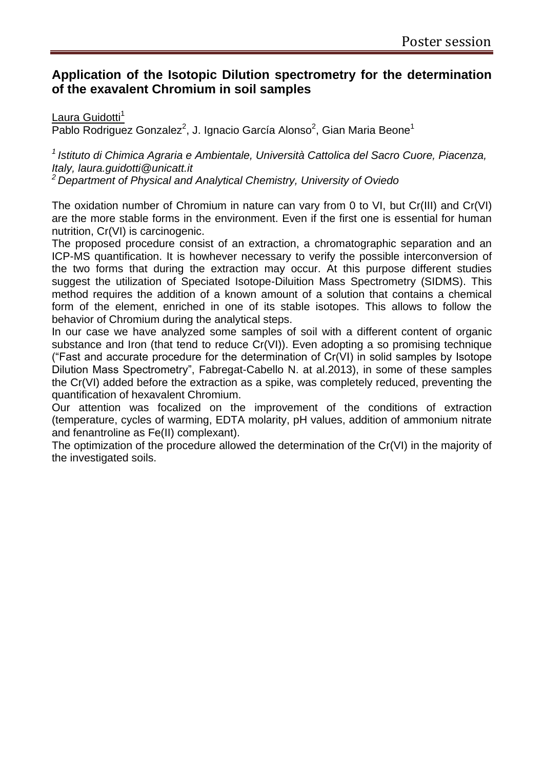## Application of the Isotopic Dilution spectrometry for the determination of the exavalent Chromium in soil samples

Laura Guidotti[1]
Pablo Rodriguez Gonzalez[2], J. Ignacio García Alonso[2], Gian Maria Beone[1]

*[1] Istituto di Chimica Agraria e Ambientale, Università Cattolica del Sacro Cuore, Piacenza, Italy, laura.guidotti@unicatt.it*
*[2] Department of Physical and Analytical Chemistry, University of Oviedo*

The oxidation number of Chromium in nature can vary from 0 to VI, but Cr(III) and Cr(VI) are the more stable forms in the environment. Even if the first one is essential for human nutrition, Cr(VI) is carcinogenic.

The proposed procedure consist of an extraction, a chromatographic separation and an ICP-MS quantification. It is howhever necessary to verify the possible interconversion of the two forms that during the extraction may occur. At this purpose different studies suggest the utilization of Speciated Isotope-Diluition Mass Spectrometry (SIDMS). This method requires the addition of a known amount of a solution that contains a chemical form of the element, enriched in one of its stable isotopes. This allows to follow the behavior of Chromium during the analytical steps.

In our case we have analyzed some samples of soil with a different content of organic substance and Iron (that tend to reduce Cr(VI)). Even adopting a so promising technique ("Fast and accurate procedure for the determination of Cr(VI) in solid samples by Isotope Dilution Mass Spectrometry", Fabregat-Cabello N. at al.2013), in some of these samples the Cr(VI) added before the extraction as a spike, was completely reduced, preventing the quantification of hexavalent Chromium.

Our attention was focalized on the improvement of the conditions of extraction (temperature, cycles of warming, EDTA molarity, pH values, addition of ammonium nitrate and fenantroline as Fe(II) complexant).

The optimization of the procedure allowed the determination of the Cr(VI) in the majority of the investigated soils.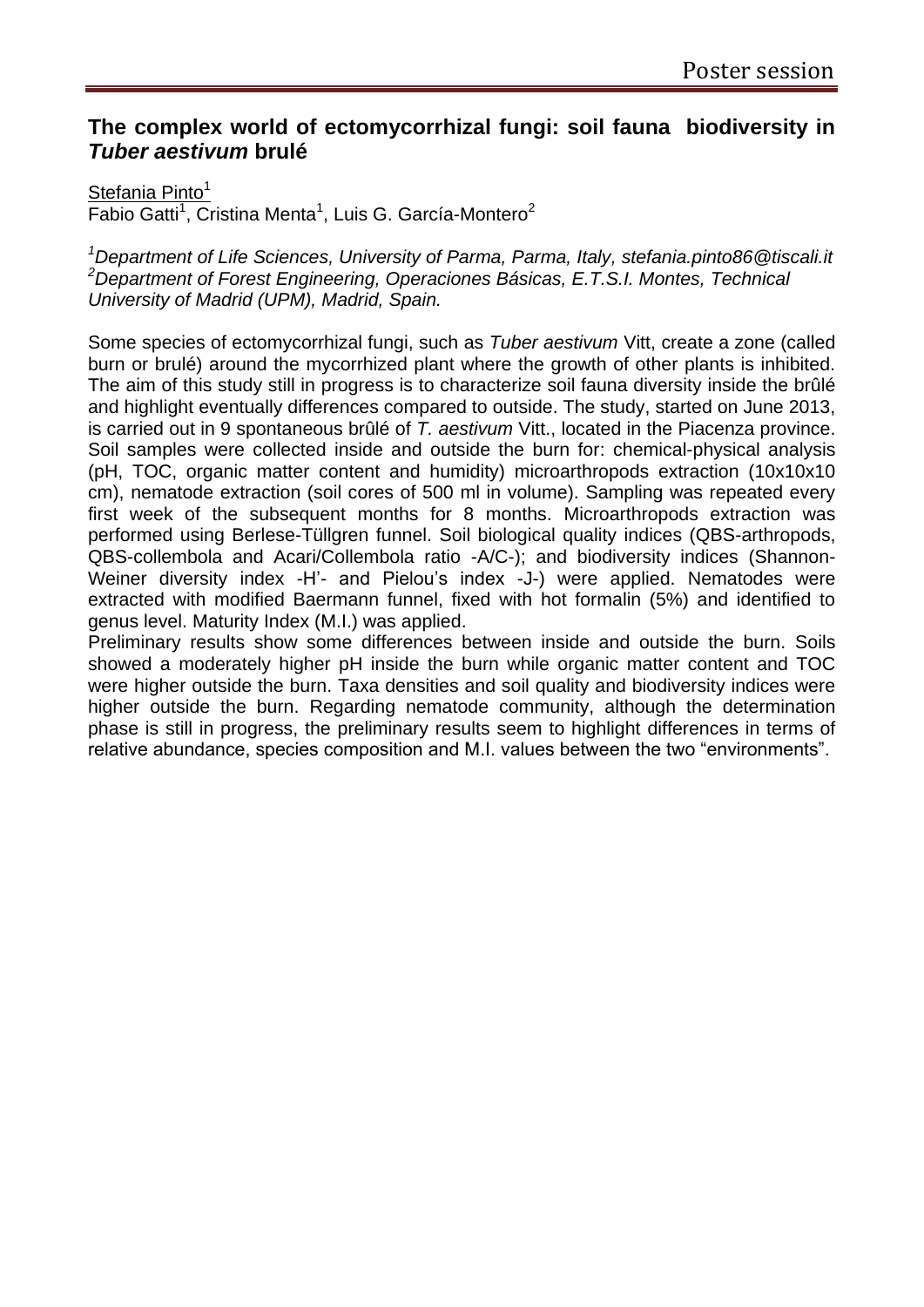## The complex world of ectomycorrhizal fungi: soil fauna biodiversity in *Tuber aestivum* brulé

Stefania Pinto[1]
Fabio Gatti[1], Cristina Menta[1], Luis G. García-Montero[2]

*[1]Department of Life Sciences, University of Parma, Parma, Italy, stefania.pinto86@tiscali.it*
*[2]Department of Forest Engineering, Operaciones Básicas, E.T.S.I. Montes, Technical University of Madrid (UPM), Madrid, Spain.*

Some species of ectomycorrhizal fungi, such as *Tuber aestivum* Vitt, create a zone (called burn or brulé) around the mycorrhized plant where the growth of other plants is inhibited. The aim of this study still in progress is to characterize soil fauna diversity inside the brûlé and highlight eventually differences compared to outside. The study, started on June 2013, is carried out in 9 spontaneous brûlé of *T. aestivum* Vitt., located in the Piacenza province. Soil samples were collected inside and outside the burn for: chemical-physical analysis (pH, TOC, organic matter content and humidity) microarthropods extraction (10x10x10 cm), nematode extraction (soil cores of 500 ml in volume). Sampling was repeated every first week of the subsequent months for 8 months. Microarthropods extraction was performed using Berlese-Tüllgren funnel. Soil biological quality indices (QBS-arthropods, QBS-collembola and Acari/Collembola ratio -A/C-); and biodiversity indices (Shannon-Weiner diversity index -H'- and Pielou's index -J-) were applied. Nematodes were extracted with modified Baermann funnel, fixed with hot formalin (5%) and identified to genus level. Maturity Index (M.I.) was applied.

Preliminary results show some differences between inside and outside the burn. Soils showed a moderately higher pH inside the burn while organic matter content and TOC were higher outside the burn. Taxa densities and soil quality and biodiversity indices were higher outside the burn. Regarding nematode community, although the determination phase is still in progress, the preliminary results seem to highlight differences in terms of relative abundance, species composition and M.I. values between the two "environments".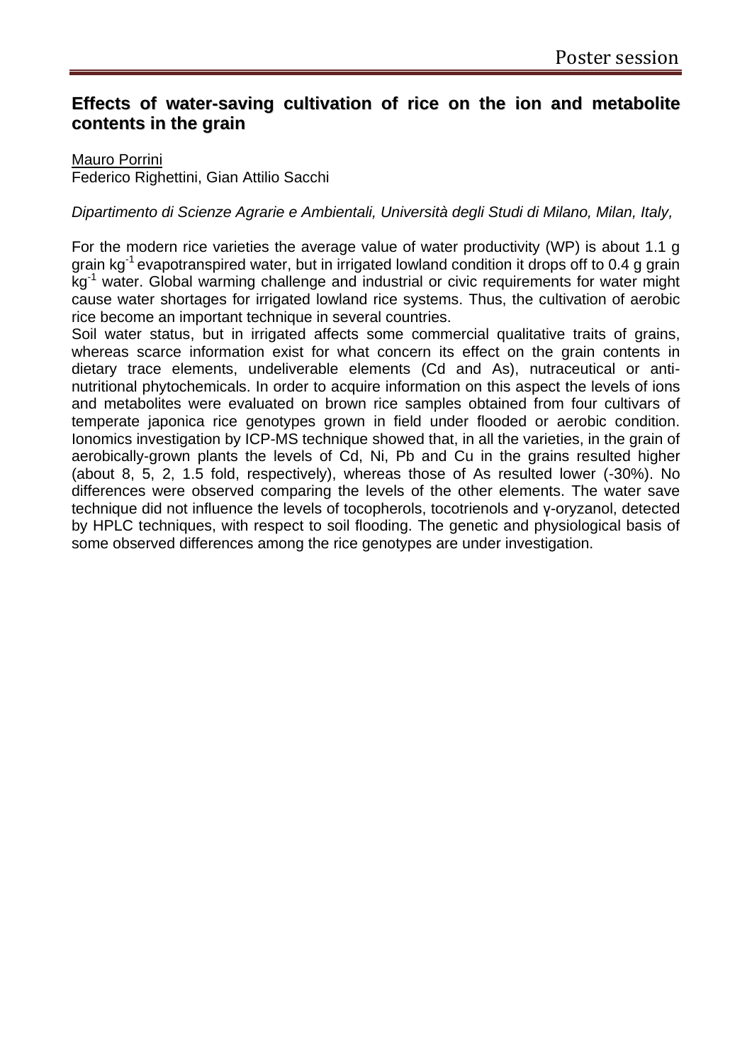## Effects of water-saving cultivation of rice on the ion and metabolite contents in the grain

Mauro Porrini
Federico Righettini, Gian Attilio Sacchi

*Dipartimento di Scienze Agrarie e Ambientali, Università degli Studi di Milano, Milan, Italy,*

For the modern rice varieties the average value of water productivity (WP) is about 1.1 g grain $kg^{-1}$ evapotranspired water, but in irrigated lowland condition it drops off to 0.4 g grain $kg^{-1}$ water. Global warming challenge and industrial or civic requirements for water might cause water shortages for irrigated lowland rice systems. Thus, the cultivation of aerobic rice become an important technique in several countries.

Soil water status, but in irrigated affects some commercial qualitative traits of grains, whereas scarce information exist for what concern its effect on the grain contents in dietary trace elements, undeliverable elements (Cd and As), nutraceutical or anti-nutritional phytochemicals. In order to acquire information on this aspect the levels of ions and metabolites were evaluated on brown rice samples obtained from four cultivars of temperate japonica rice genotypes grown in field under flooded or aerobic condition. Ionomics investigation by ICP-MS technique showed that, in all the varieties, in the grain of aerobically-grown plants the levels of Cd, Ni, Pb and Cu in the grains resulted higher (about 8, 5, 2, 1.5 fold, respectively), whereas those of As resulted lower (-30%). No differences were observed comparing the levels of the other elements. The water save technique did not influence the levels of tocopherols, tocotrienols and γ-oryzanol, detected by HPLC techniques, with respect to soil flooding. The genetic and physiological basis of some observed differences among the rice genotypes are under investigation.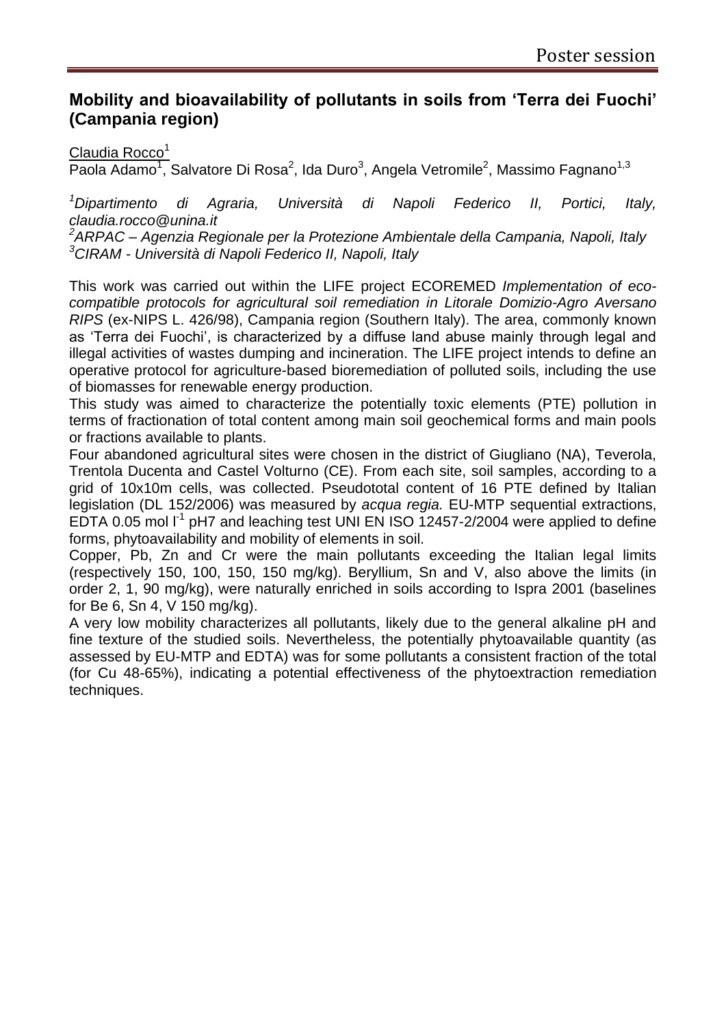## Mobility and bioavailability of pollutants in soils from 'Terra dei Fuochi' (Campania region)

Claudia Rocco[1]

Paola Adamo[1], Salvatore Di Rosa[2], Ida Duro[3], Angela Vetromile[2], Massimo Fagnano[1,3]

[1]*Dipartimento di Agraria, Università di Napoli Federico II, Portici, Italy, claudia.rocco@unina.it*

[2]*ARPAC – Agenzia Regionale per la Protezione Ambientale della Campania, Napoli, Italy*

[3]*CIRAM - Università di Napoli Federico II, Napoli, Italy*

This work was carried out within the LIFE project ECOREMED *Implementation of eco-compatible protocols for agricultural soil remediation in Litorale Domizio-Agro Aversano RIPS* (ex-NIPS L. 426/98), Campania region (Southern Italy). The area, commonly known as 'Terra dei Fuochi', is characterized by a diffuse land abuse mainly through legal and illegal activities of wastes dumping and incineration. The LIFE project intends to define an operative protocol for agriculture-based bioremediation of polluted soils, including the use of biomasses for renewable energy production.

This study was aimed to characterize the potentially toxic elements (PTE) pollution in terms of fractionation of total content among main soil geochemical forms and main pools or fractions available to plants.

Four abandoned agricultural sites were chosen in the district of Giugliano (NA), Teverola, Trentola Ducenta and Castel Volturno (CE). From each site, soil samples, according to a grid of 10x10m cells, was collected. Pseudototal content of 16 PTE defined by Italian legislation (DL 152/2006) was measured by *acqua regia.* EU-MTP sequential extractions, EDTA 0.05 mol $l^{-1}$ pH7 and leaching test UNI EN ISO 12457-2/2004 were applied to define forms, phytoavailability and mobility of elements in soil.

Copper, Pb, Zn and Cr were the main pollutants exceeding the Italian legal limits (respectively 150, 100, 150, 150 mg/kg). Beryllium, Sn and V, also above the limits (in order 2, 1, 90 mg/kg), were naturally enriched in soils according to Ispra 2001 (baselines for Be 6, Sn 4, V 150 mg/kg).

A very low mobility characterizes all pollutants, likely due to the general alkaline pH and fine texture of the studied soils. Nevertheless, the potentially phytoavailable quantity (as assessed by EU-MTP and EDTA) was for some pollutants a consistent fraction of the total (for Cu 48-65%), indicating a potential effectiveness of the phytoextraction remediation techniques.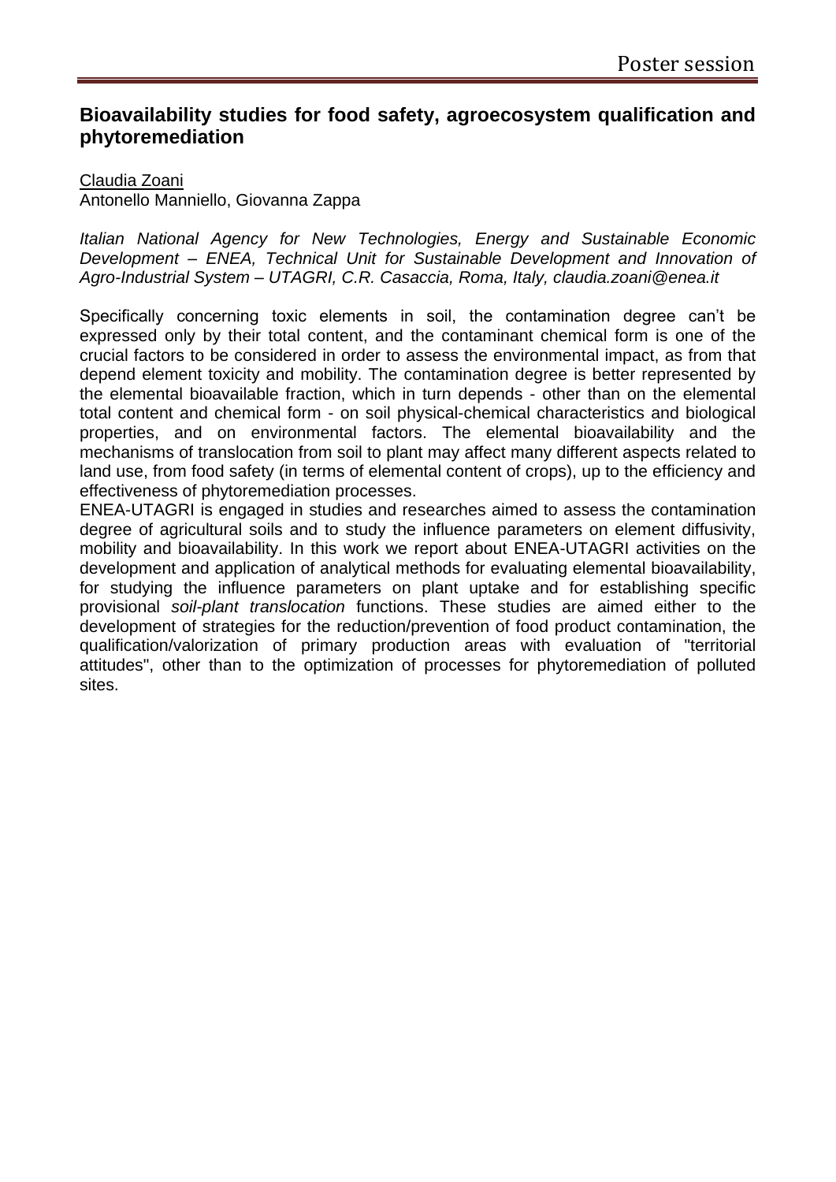## Bioavailability studies for food safety, agroecosystem qualification and phytoremediation

Claudia Zoani
Antonello Manniello, Giovanna Zappa

*Italian National Agency for New Technologies, Energy and Sustainable Economic Development – ENEA, Technical Unit for Sustainable Development and Innovation of Agro-Industrial System – UTAGRI, C.R. Casaccia, Roma, Italy, claudia.zoani@enea.it*

Specifically concerning toxic elements in soil, the contamination degree can't be expressed only by their total content, and the contaminant chemical form is one of the crucial factors to be considered in order to assess the environmental impact, as from that depend element toxicity and mobility. The contamination degree is better represented by the elemental bioavailable fraction, which in turn depends - other than on the elemental total content and chemical form - on soil physical-chemical characteristics and biological properties, and on environmental factors. The elemental bioavailability and the mechanisms of translocation from soil to plant may affect many different aspects related to land use, from food safety (in terms of elemental content of crops), up to the efficiency and effectiveness of phytoremediation processes.

ENEA-UTAGRI is engaged in studies and researches aimed to assess the contamination degree of agricultural soils and to study the influence parameters on element diffusivity, mobility and bioavailability. In this work we report about ENEA-UTAGRI activities on the development and application of analytical methods for evaluating elemental bioavailability, for studying the influence parameters on plant uptake and for establishing specific provisional *soil-plant translocation* functions. These studies are aimed either to the development of strategies for the reduction/prevention of food product contamination, the qualification/valorization of primary production areas with evaluation of "territorial attitudes", other than to the optimization of processes for phytoremediation of polluted sites.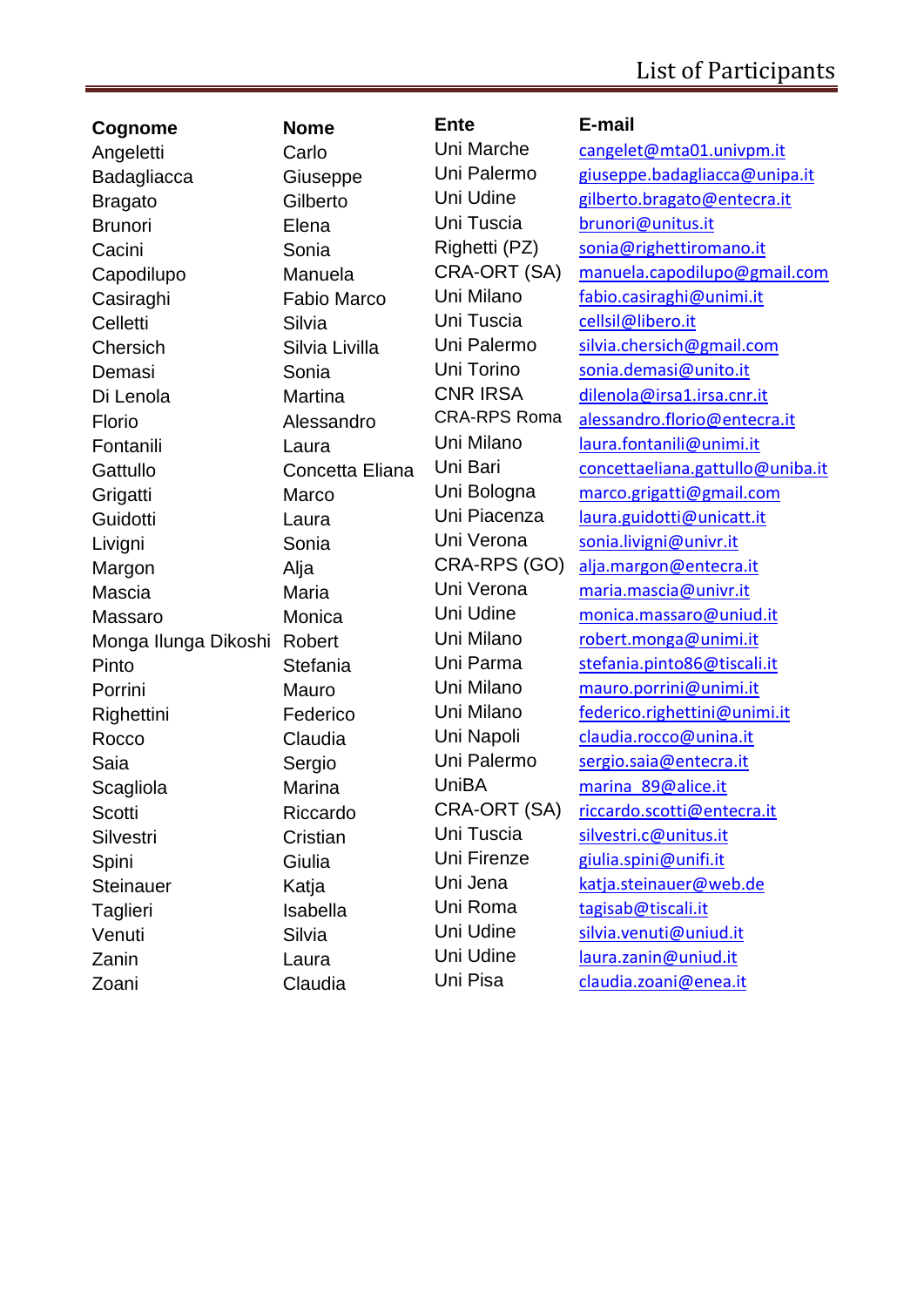# List of Participants

| Cognome | Nome | Ente | E-mail |
|---|---|---|---|
| Angeletti | Carlo | Uni Marche | cangelet@mta01.univpm.it |
| Badagliacca | Giuseppe | Uni Palermo | giuseppe.badagliacca@unipa.it |
| Bragato | Gilberto | Uni Udine | gilberto.bragato@entecra.it |
| Brunori | Elena | Uni Tuscia | brunori@unitus.it |
| Cacini | Sonia | Righetti (PZ) | sonia@righettiromano.it |
| Capodilupo | Manuela | CRA-ORT (SA) | manuela.capodilupo@gmail.com |
| Casiraghi | Fabio Marco | Uni Milano | fabio.casiraghi@unimi.it |
| Celletti | Silvia | Uni Tuscia | cellsil@libero.it |
| Chersich | Silvia Livilla | Uni Palermo | silvia.chersich@gmail.com |
| Demasi | Sonia | Uni Torino | sonia.demasi@unito.it |
| Di Lenola | Martina | CNR IRSA | dilenola@irsa1.irsa.cnr.it |
| Florio | Alessandro | CRA-RPS Roma | alessandro.florio@entecra.it |
| Fontanili | Laura | Uni Milano | laura.fontanili@unimi.it |
| Gattullo | Concetta Eliana | Uni Bari | concettaeliana.gattullo@uniba.it |
| Grigatti | Marco | Uni Bologna | marco.grigatti@gmail.com |
| Guidotti | Laura | Uni Piacenza | laura.guidotti@unicatt.it |
| Livigni | Sonia | Uni Verona | sonia.livigni@univr.it |
| Margon | Alja | CRA-RPS (GO) | alja.margon@entecra.it |
| Mascia | Maria | Uni Verona | maria.mascia@univr.it |
| Massaro | Monica | Uni Udine | monica.massaro@uniud.it |
| Monga Ilunga Dikoshi | Robert | Uni Milano | robert.monga@unimi.it |
| Pinto | Stefania | Uni Parma | stefania.pinto86@tiscali.it |
| Porrini | Mauro | Uni Milano | mauro.porrini@unimi.it |
| Righettini | Federico | Uni Milano | federico.righettini@unimi.it |
| Rocco | Claudia | Uni Napoli | claudia.rocco@unina.it |
| Saia | Sergio | Uni Palermo | sergio.saia@entecra.it |
| Scagliola | Marina | UniBA | marina_89@alice.it |
| Scotti | Riccardo | CRA-ORT (SA) | riccardo.scotti@entecra.it |
| Silvestri | Cristian | Uni Tuscia | silvestri.c@unitus.it |
| Spini | Giulia | Uni Firenze | giulia.spini@unifi.it |
| Steinauer | Katja | Uni Jena | katja.steinauer@web.de |
| Taglieri | Isabella | Uni Roma | tagisab@tiscali.it |
| Venuti | Silvia | Uni Udine | silvia.venuti@uniud.it |
| Zanin | Laura | Uni Udine | laura.zanin@uniud.it |
| Zoani | Claudia | Uni Pisa | claudia.zoani@enea.it |